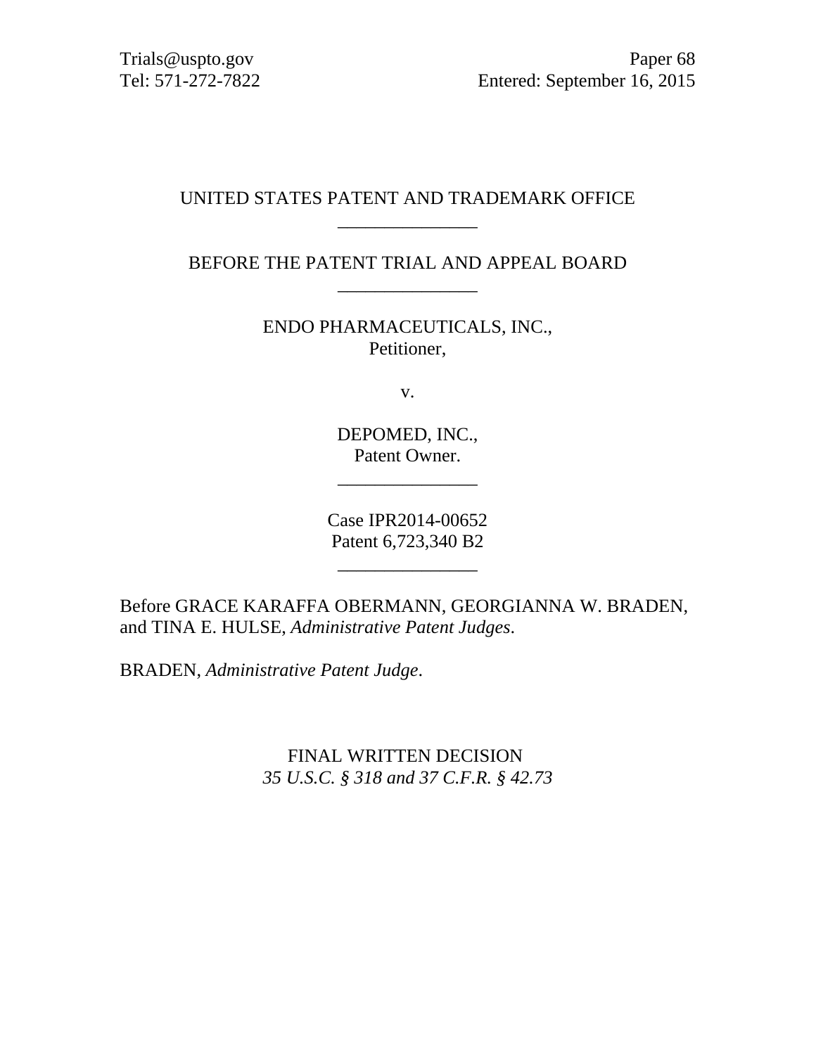Trials@uspto.gov
Tel: 571-272-7822

Paper 68
Entered: September 16, 2015

UNITED STATES PATENT AND TRADEMARK OFFICE

---

BEFORE THE PATENT TRIAL AND APPEAL BOARD

---

ENDO PHARMACEUTICALS, INC.,
Petitioner,

v.

DEPOMED, INC.,
Patent Owner.

---

Case IPR2014-00652
Patent 6,723,340 B2

---

Before GRACE KARAFFA OBERMANN, GEORGIANNA W. BRADEN, and TINA E. HULSE, *Administrative Patent Judges*.

BRADEN, *Administrative Patent Judge*.

FINAL WRITTEN DECISION
*35 U.S.C. § 318 and 37 C.F.R. § 42.73*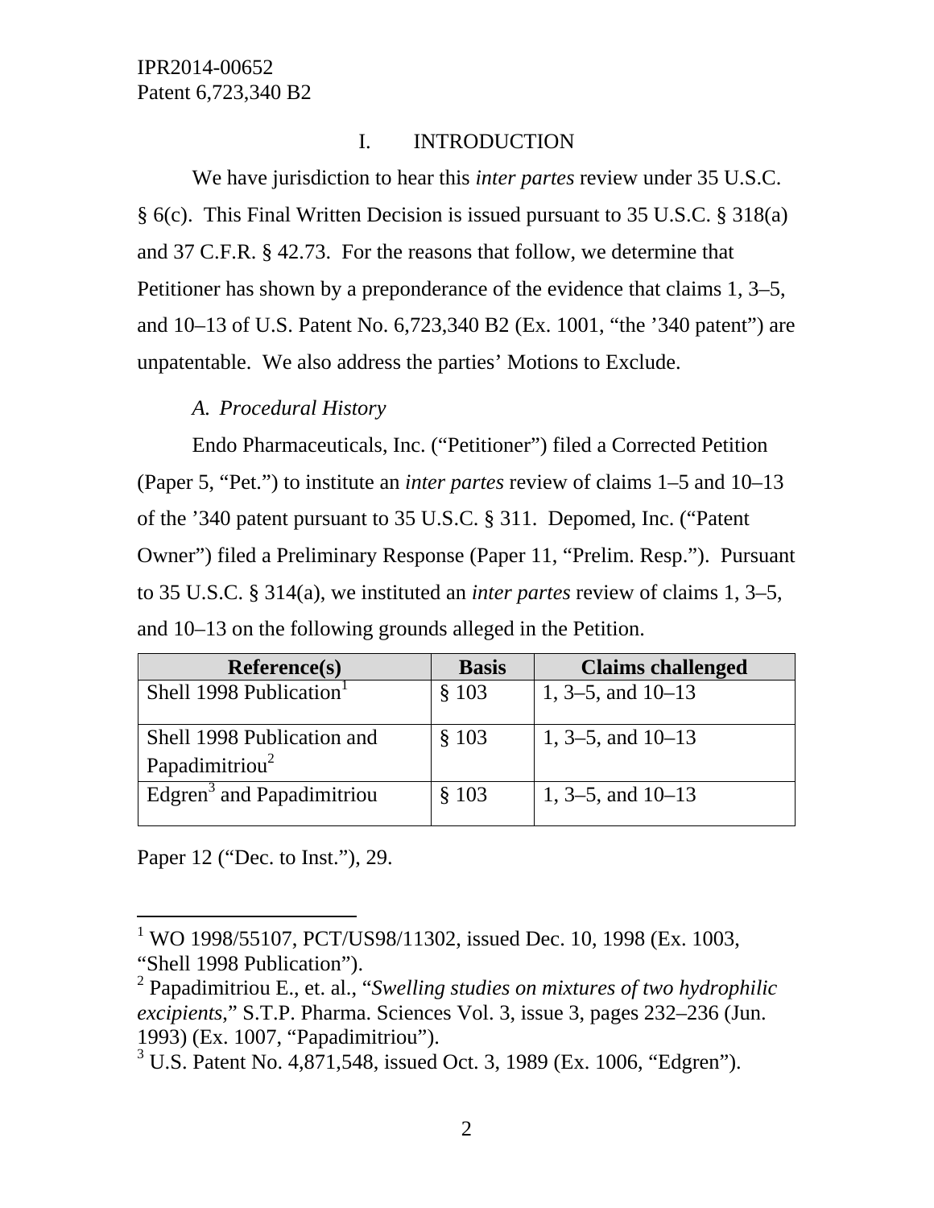# I. INTRODUCTION

We have jurisdiction to hear this *inter partes* review under 35 U.S.C. § 6(c). This Final Written Decision is issued pursuant to 35 U.S.C. § 318(a) and 37 C.F.R. § 42.73. For the reasons that follow, we determine that Petitioner has shown by a preponderance of the evidence that claims 1, 3–5, and 10–13 of U.S. Patent No. 6,723,340 B2 (Ex. 1001, "the '340 patent") are unpatentable. We also address the parties' Motions to Exclude.

## *A. Procedural History*

Endo Pharmaceuticals, Inc. ("Petitioner") filed a Corrected Petition (Paper 5, "Pet.") to institute an *inter partes* review of claims 1–5 and 10–13 of the '340 patent pursuant to 35 U.S.C. § 311. Depomed, Inc. ("Patent Owner") filed a Preliminary Response (Paper 11, "Prelim. Resp."). Pursuant to 35 U.S.C. § 314(a), we instituted an *inter partes* review of claims 1, 3–5, and 10–13 on the following grounds alleged in the Petition.

| Reference(s) | Basis | Claims challenged |
|---|---|---|
| Shell 1998 Publication[1] | § 103 | 1, 3–5, and 10–13 |
| Shell 1998 Publication and Papadimitriou[2] | § 103 | 1, 3–5, and 10–13 |
| Edgren[3] and Papadimitriou | § 103 | 1, 3–5, and 10–13 |

Paper 12 ("Dec. to Inst."), 29.

---

[1] WO 1998/55107, PCT/US98/11302, issued Dec. 10, 1998 (Ex. 1003, "Shell 1998 Publication").

[2] Papadimitriou E., et. al., "*Swelling studies on mixtures of two hydrophilic excipients*," S.T.P. Pharma. Sciences Vol. 3, issue 3, pages 232–236 (Jun. 1993) (Ex. 1007, "Papadimitriou").

[3] U.S. Patent No. 4,871,548, issued Oct. 3, 1989 (Ex. 1006, "Edgren").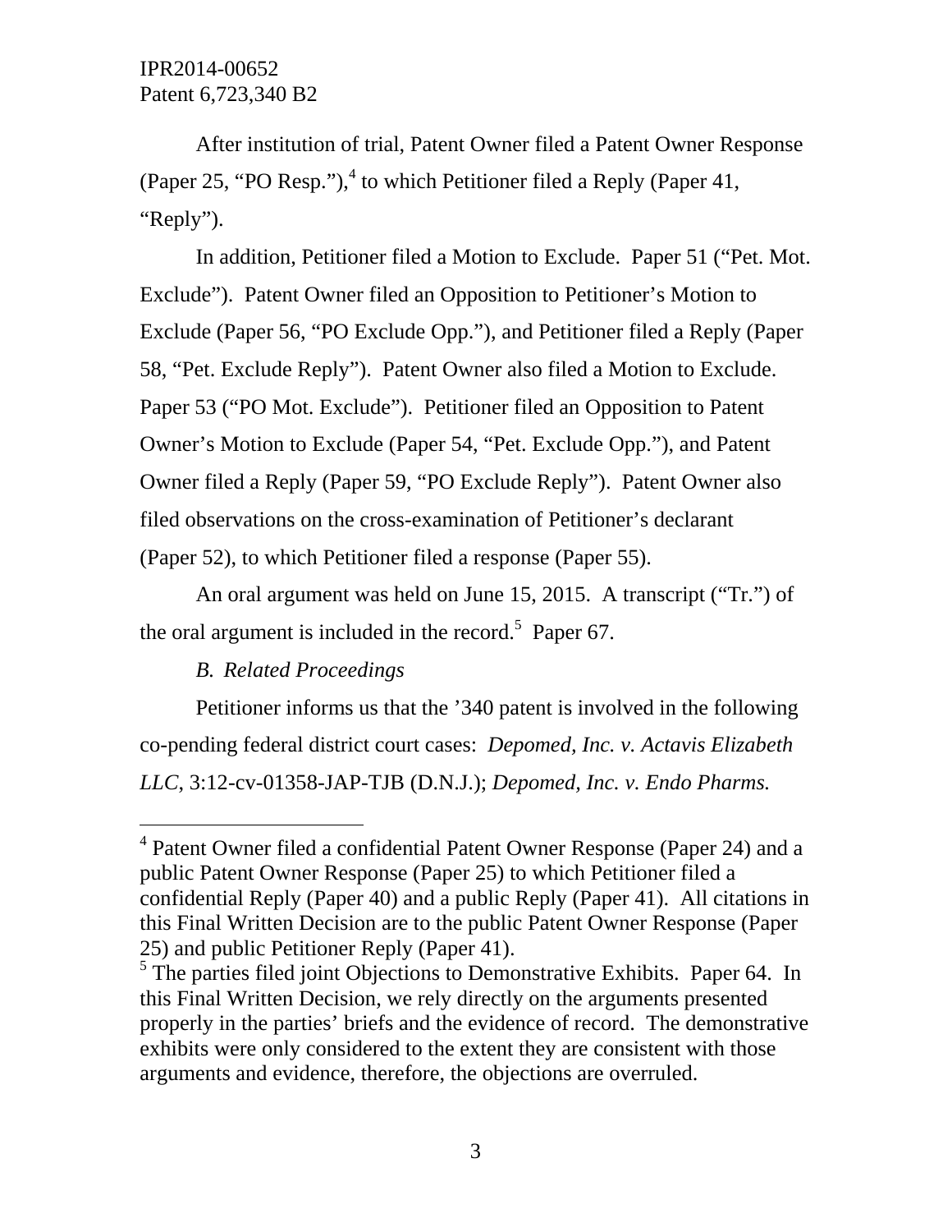After institution of trial, Patent Owner filed a Patent Owner Response (Paper 25, "PO Resp."),[4] to which Petitioner filed a Reply (Paper 41, "Reply").

In addition, Petitioner filed a Motion to Exclude. Paper 51 ("Pet. Mot. Exclude"). Patent Owner filed an Opposition to Petitioner's Motion to Exclude (Paper 56, "PO Exclude Opp."), and Petitioner filed a Reply (Paper 58, "Pet. Exclude Reply"). Patent Owner also filed a Motion to Exclude. Paper 53 ("PO Mot. Exclude"). Petitioner filed an Opposition to Patent Owner's Motion to Exclude (Paper 54, "Pet. Exclude Opp."), and Patent Owner filed a Reply (Paper 59, "PO Exclude Reply"). Patent Owner also filed observations on the cross-examination of Petitioner's declarant (Paper 52), to which Petitioner filed a response (Paper 55).

An oral argument was held on June 15, 2015. A transcript ("Tr.") of the oral argument is included in the record.[5] Paper 67.

*B. Related Proceedings*

Petitioner informs us that the '340 patent is involved in the following co-pending federal district court cases: *Depomed, Inc. v. Actavis Elizabeth LLC*, 3:12-cv-01358-JAP-TJB (D.N.J.); *Depomed, Inc. v. Endo Pharms.*

---

[4] Patent Owner filed a confidential Patent Owner Response (Paper 24) and a public Patent Owner Response (Paper 25) to which Petitioner filed a confidential Reply (Paper 40) and a public Reply (Paper 41). All citations in this Final Written Decision are to the public Patent Owner Response (Paper 25) and public Petitioner Reply (Paper 41).

[5] The parties filed joint Objections to Demonstrative Exhibits. Paper 64. In this Final Written Decision, we rely directly on the arguments presented properly in the parties' briefs and the evidence of record. The demonstrative exhibits were only considered to the extent they are consistent with those arguments and evidence, therefore, the objections are overruled.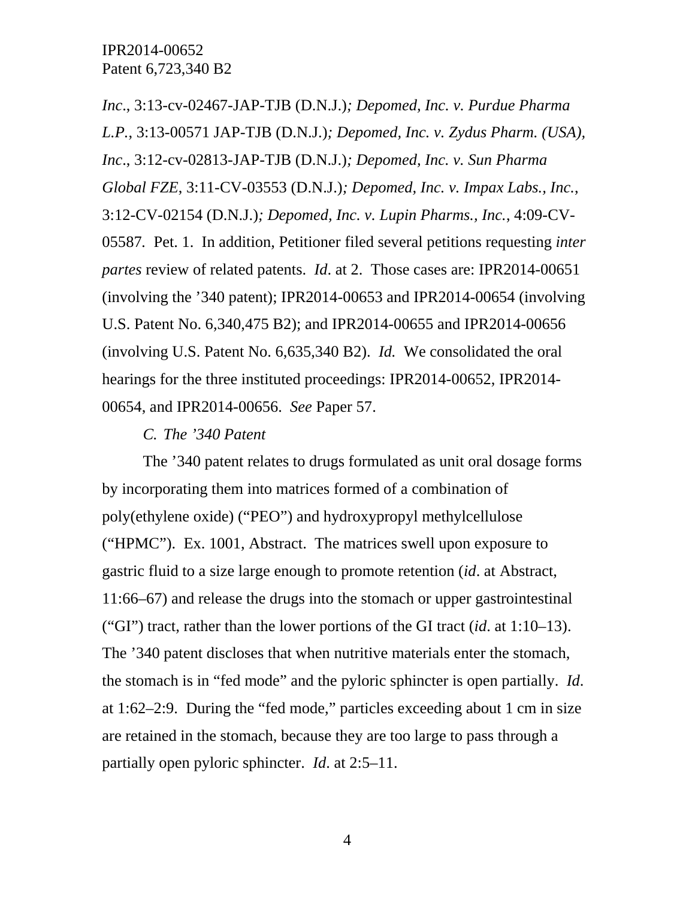*Inc*., 3:13-cv-02467-JAP-TJB (D.N.J.)*; Depomed, Inc. v. Purdue Pharma L.P.*, 3:13-00571 JAP-TJB (D.N.J.)*; Depomed, Inc. v. Zydus Pharm. (USA), Inc*., 3:12-cv-02813-JAP-TJB (D.N.J.)*; Depomed, Inc. v. Sun Pharma Global FZE*, 3:11-CV-03553 (D.N.J.)*; Depomed, Inc. v. Impax Labs., Inc.*, 3:12-CV-02154 (D.N.J.)*; Depomed, Inc. v. Lupin Pharms., Inc.*, 4:09-CV-05587. Pet. 1. In addition, Petitioner filed several petitions requesting *inter partes* review of related patents. *Id*. at 2. Those cases are: IPR2014-00651 (involving the '340 patent); IPR2014-00653 and IPR2014-00654 (involving U.S. Patent No. 6,340,475 B2); and IPR2014-00655 and IPR2014-00656 (involving U.S. Patent No. 6,635,340 B2). *Id.* We consolidated the oral hearings for the three instituted proceedings: IPR2014-00652, IPR2014-00654, and IPR2014-00656. *See* Paper 57.

### *C. The '340 Patent*

The '340 patent relates to drugs formulated as unit oral dosage forms by incorporating them into matrices formed of a combination of poly(ethylene oxide) ("PEO") and hydroxypropyl methylcellulose ("HPMC"). Ex. 1001, Abstract. The matrices swell upon exposure to gastric fluid to a size large enough to promote retention (*id*. at Abstract, 11:66–67) and release the drugs into the stomach or upper gastrointestinal ("GI") tract, rather than the lower portions of the GI tract (*id*. at 1:10–13). The '340 patent discloses that when nutritive materials enter the stomach, the stomach is in "fed mode" and the pyloric sphincter is open partially. *Id*. at 1:62–2:9. During the "fed mode," particles exceeding about 1 cm in size are retained in the stomach, because they are too large to pass through a partially open pyloric sphincter. *Id*. at 2:5–11.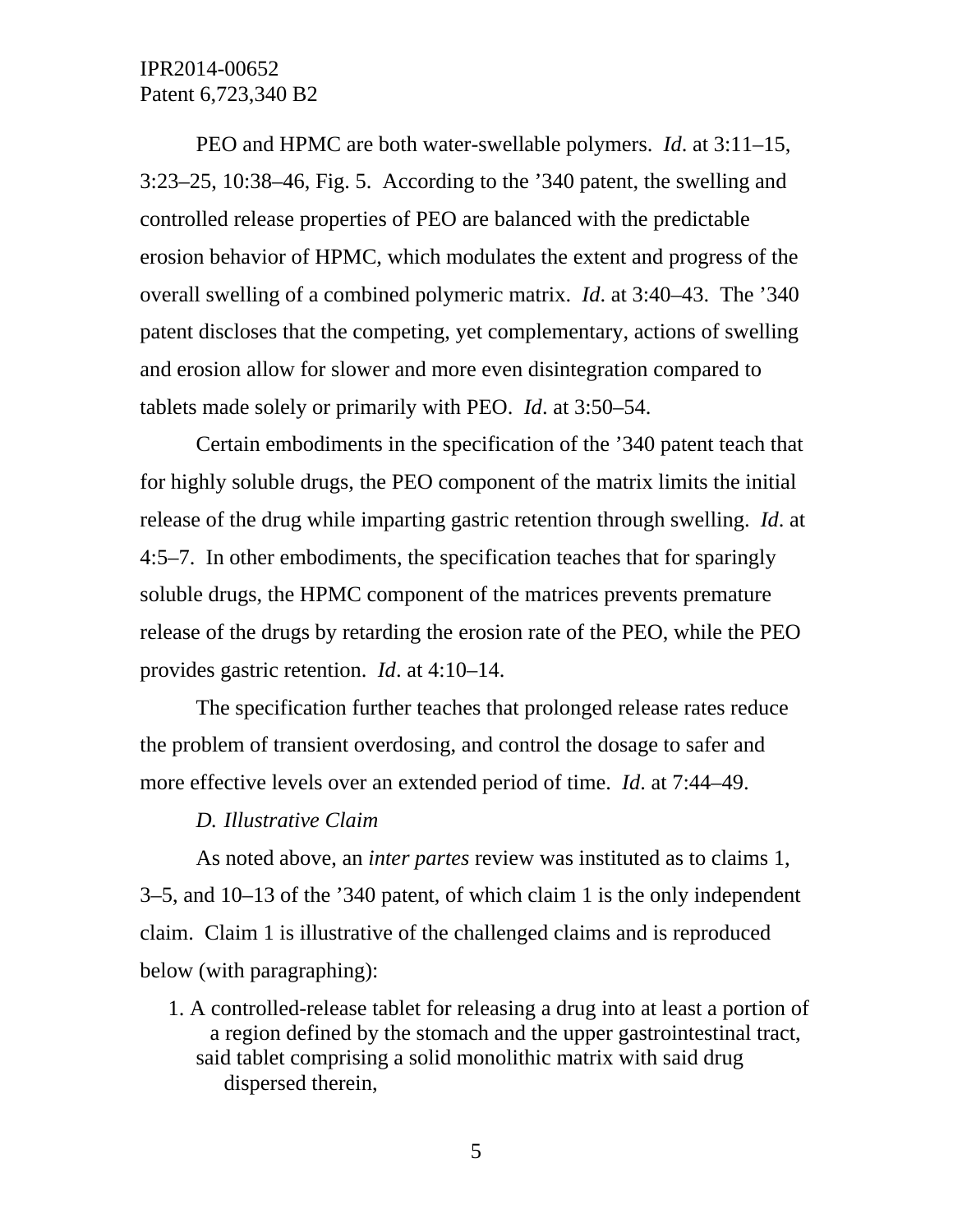PEO and HPMC are both water-swellable polymers. *Id*. at 3:11–15, 3:23–25, 10:38–46, Fig. 5. According to the ’340 patent, the swelling and controlled release properties of PEO are balanced with the predictable erosion behavior of HPMC, which modulates the extent and progress of the overall swelling of a combined polymeric matrix. *Id*. at 3:40–43. The ’340 patent discloses that the competing, yet complementary, actions of swelling and erosion allow for slower and more even disintegration compared to tablets made solely or primarily with PEO. *Id*. at 3:50–54.

Certain embodiments in the specification of the ’340 patent teach that for highly soluble drugs, the PEO component of the matrix limits the initial release of the drug while imparting gastric retention through swelling. *Id*. at 4:5–7. In other embodiments, the specification teaches that for sparingly soluble drugs, the HPMC component of the matrices prevents premature release of the drugs by retarding the erosion rate of the PEO, while the PEO provides gastric retention. *Id*. at 4:10–14.

The specification further teaches that prolonged release rates reduce the problem of transient overdosing, and control the dosage to safer and more effective levels over an extended period of time. *Id*. at 7:44–49.

*D. Illustrative Claim*

As noted above, an *inter partes* review was instituted as to claims 1, 3–5, and 10–13 of the ’340 patent, of which claim 1 is the only independent claim. Claim 1 is illustrative of the challenged claims and is reproduced below (with paragraphing):

> 1. A controlled-release tablet for releasing a drug into at least a portion of a region defined by the stomach and the upper gastrointestinal tract,
>
> said tablet comprising a solid monolithic matrix with said drug dispersed therein,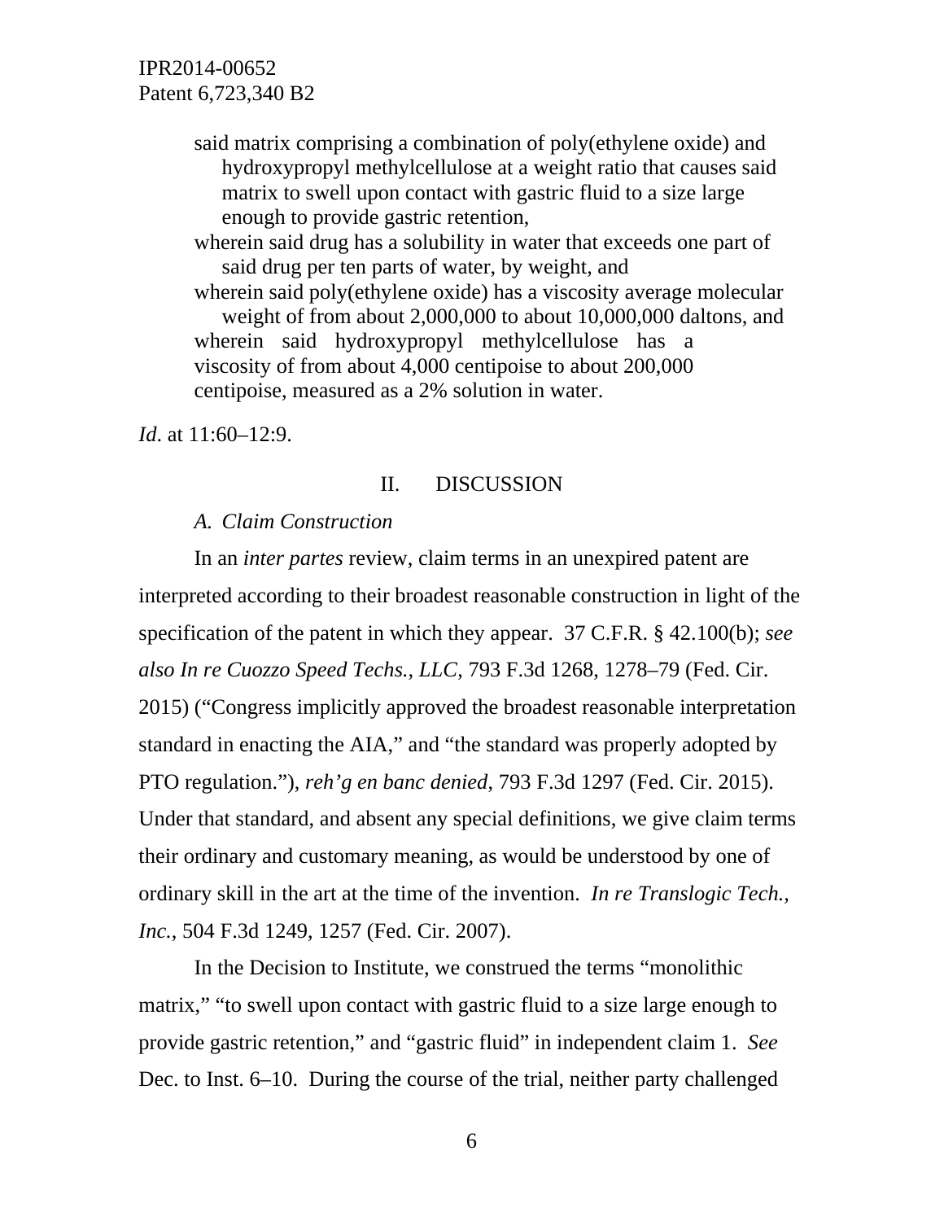said matrix comprising a combination of poly(ethylene oxide) and hydroxypropyl methylcellulose at a weight ratio that causes said matrix to swell upon contact with gastric fluid to a size large enough to provide gastric retention,

wherein said drug has a solubility in water that exceeds one part of said drug per ten parts of water, by weight, and

wherein said poly(ethylene oxide) has a viscosity average molecular weight of from about 2,000,000 to about 10,000,000 daltons, and

wherein said hydroxypropyl methylcellulose has a viscosity of from about 4,000 centipoise to about 200,000 centipoise, measured as a 2% solution in water.

*Id*. at 11:60–12:9.

## II. DISCUSSION

### *A. Claim Construction*

In an *inter partes* review, claim terms in an unexpired patent are interpreted according to their broadest reasonable construction in light of the specification of the patent in which they appear. 37 C.F.R. § 42.100(b); *see also In re Cuozzo Speed Techs., LLC*, 793 F.3d 1268, 1278–79 (Fed. Cir. 2015) ("Congress implicitly approved the broadest reasonable interpretation standard in enacting the AIA," and "the standard was properly adopted by PTO regulation."), *reh'g en banc denied*, 793 F.3d 1297 (Fed. Cir. 2015). Under that standard, and absent any special definitions, we give claim terms their ordinary and customary meaning, as would be understood by one of ordinary skill in the art at the time of the invention. *In re Translogic Tech., Inc.*, 504 F.3d 1249, 1257 (Fed. Cir. 2007).

In the Decision to Institute, we construed the terms "monolithic matrix," "to swell upon contact with gastric fluid to a size large enough to provide gastric retention," and "gastric fluid" in independent claim 1. *See* Dec. to Inst. 6–10. During the course of the trial, neither party challenged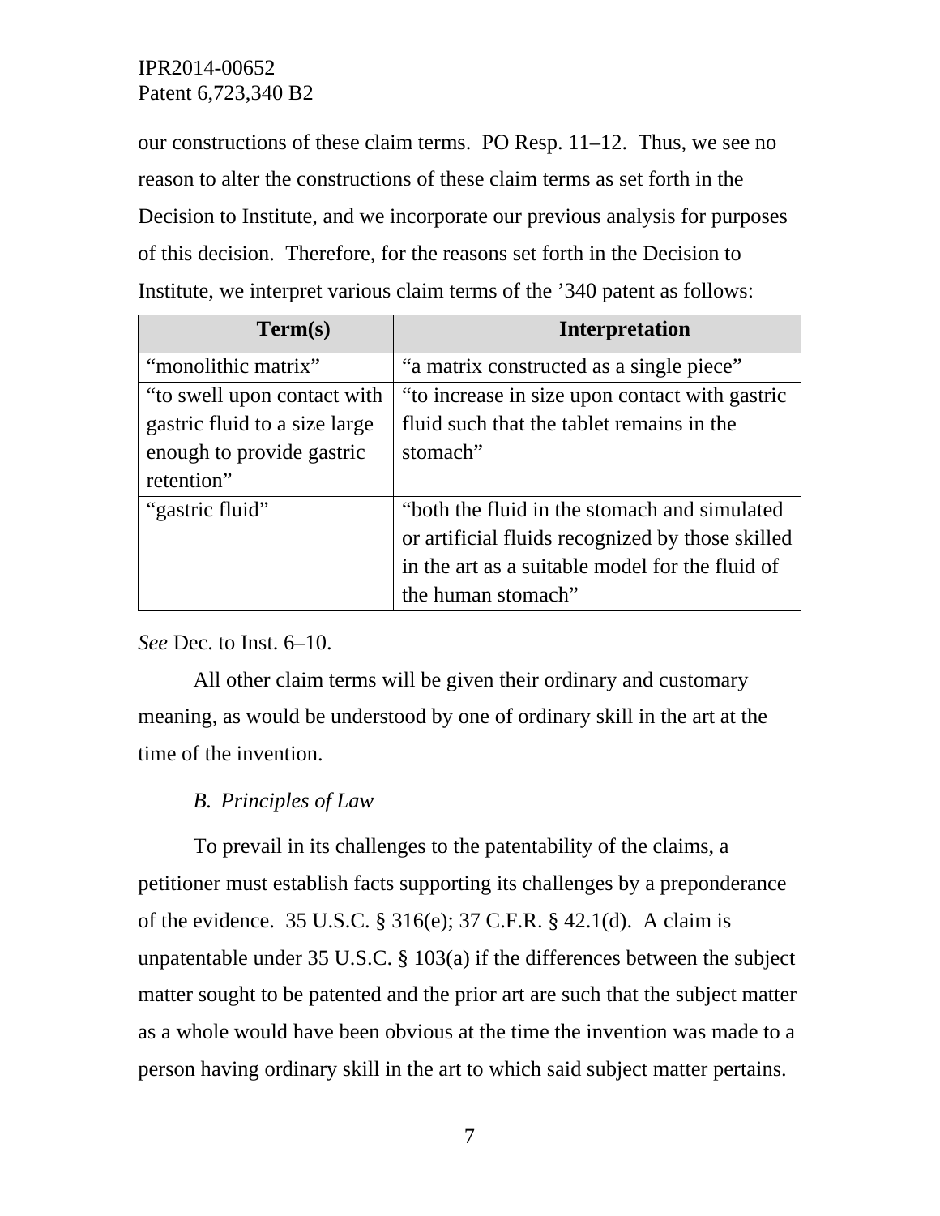our constructions of these claim terms. PO Resp. 11–12. Thus, we see no reason to alter the constructions of these claim terms as set forth in the Decision to Institute, and we incorporate our previous analysis for purposes of this decision. Therefore, for the reasons set forth in the Decision to Institute, we interpret various claim terms of the ’340 patent as follows:

| Term(s) | Interpretation |
|---|---|
| “monolithic matrix” | “a matrix constructed as a single piece” |
| “to swell upon contact with gastric fluid to a size large enough to provide gastric retention” | “to increase in size upon contact with gastric fluid such that the tablet remains in the stomach” |
| “gastric fluid” | “both the fluid in the stomach and simulated or artificial fluids recognized by those skilled in the art as a suitable model for the fluid of the human stomach” |

*See* Dec. to Inst. 6–10.

All other claim terms will be given their ordinary and customary meaning, as would be understood by one of ordinary skill in the art at the time of the invention.

### *B. Principles of Law*

To prevail in its challenges to the patentability of the claims, a petitioner must establish facts supporting its challenges by a preponderance of the evidence. 35 U.S.C. § 316(e); 37 C.F.R. § 42.1(d). A claim is unpatentable under 35 U.S.C. § 103(a) if the differences between the subject matter sought to be patented and the prior art are such that the subject matter as a whole would have been obvious at the time the invention was made to a person having ordinary skill in the art to which said subject matter pertains.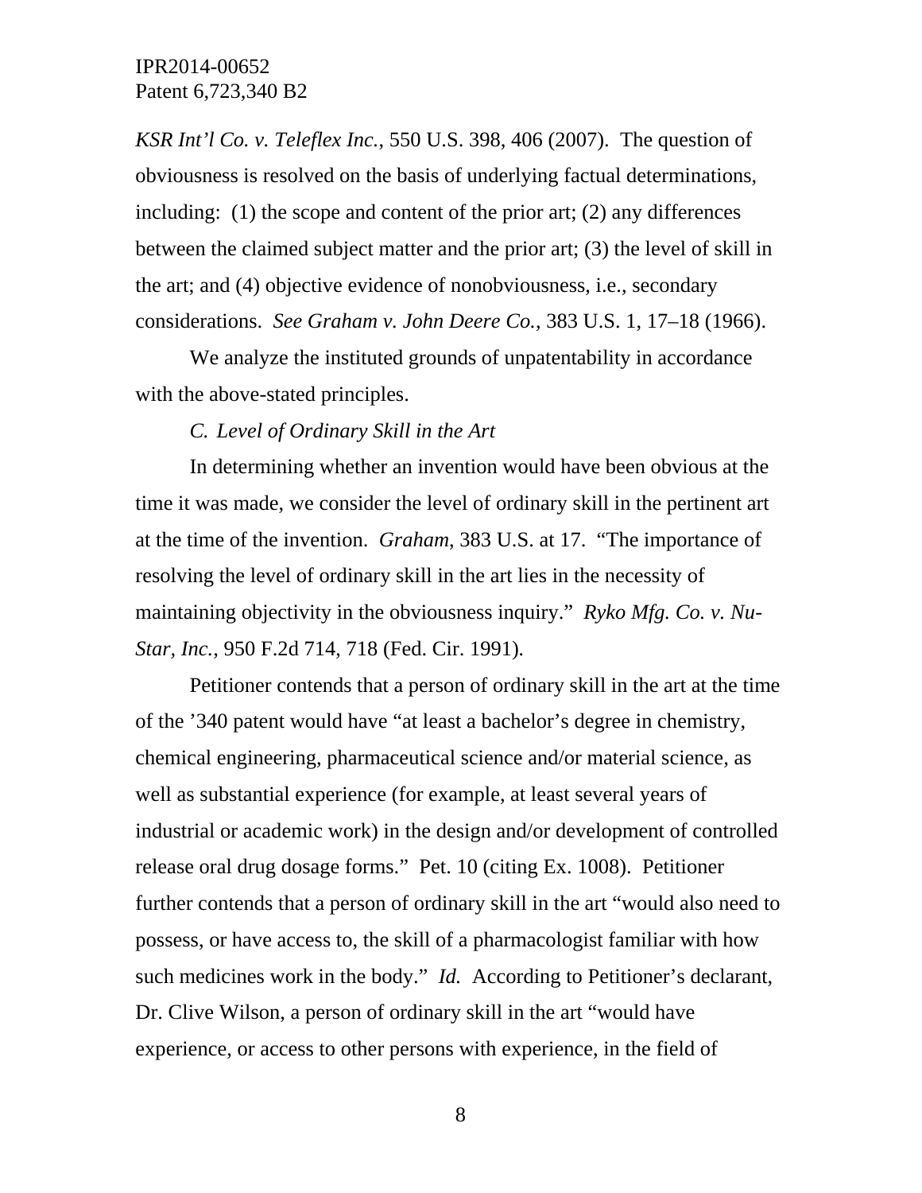*KSR Int'l Co. v. Teleflex Inc.*, 550 U.S. 398, 406 (2007). The question of obviousness is resolved on the basis of underlying factual determinations, including: (1) the scope and content of the prior art; (2) any differences between the claimed subject matter and the prior art; (3) the level of skill in the art; and (4) objective evidence of nonobviousness, i.e., secondary considerations. *See Graham v. John Deere Co.*, 383 U.S. 1, 17–18 (1966).

We analyze the instituted grounds of unpatentability in accordance with the above-stated principles.

### *C. Level of Ordinary Skill in the Art*

In determining whether an invention would have been obvious at the time it was made, we consider the level of ordinary skill in the pertinent art at the time of the invention. *Graham,* 383 U.S. at 17. "The importance of resolving the level of ordinary skill in the art lies in the necessity of maintaining objectivity in the obviousness inquiry." *Ryko Mfg. Co. v. Nu-Star, Inc.*, 950 F.2d 714, 718 (Fed. Cir. 1991).

Petitioner contends that a person of ordinary skill in the art at the time of the '340 patent would have "at least a bachelor's degree in chemistry, chemical engineering, pharmaceutical science and/or material science, as well as substantial experience (for example, at least several years of industrial or academic work) in the design and/or development of controlled release oral drug dosage forms." Pet. 10 (citing Ex. 1008). Petitioner further contends that a person of ordinary skill in the art "would also need to possess, or have access to, the skill of a pharmacologist familiar with how such medicines work in the body." *Id.* According to Petitioner's declarant, Dr. Clive Wilson, a person of ordinary skill in the art "would have experience, or access to other persons with experience, in the field of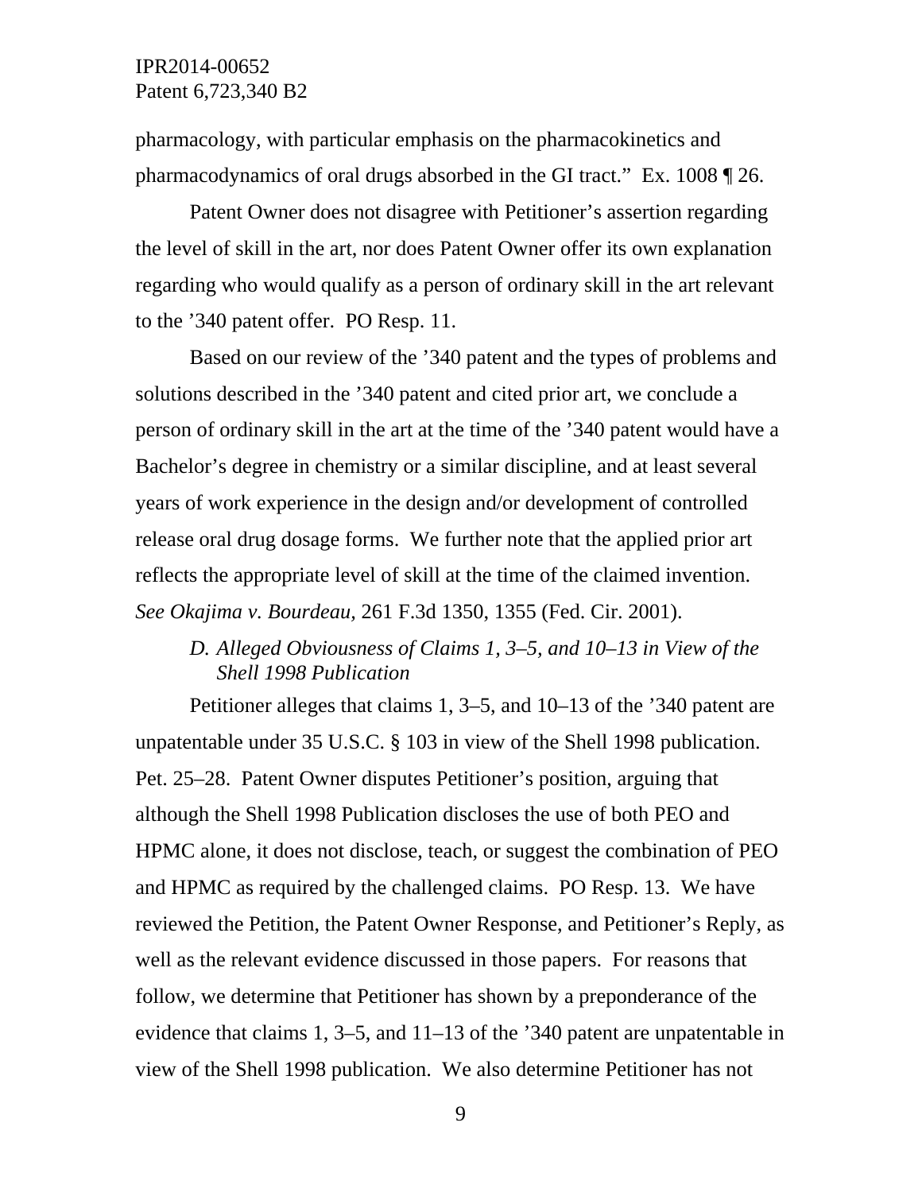pharmacology, with particular emphasis on the pharmacokinetics and pharmacodynamics of oral drugs absorbed in the GI tract." Ex. 1008 ¶ 26.

Patent Owner does not disagree with Petitioner's assertion regarding the level of skill in the art, nor does Patent Owner offer its own explanation regarding who would qualify as a person of ordinary skill in the art relevant to the '340 patent offer. PO Resp. 11.

Based on our review of the '340 patent and the types of problems and solutions described in the '340 patent and cited prior art, we conclude a person of ordinary skill in the art at the time of the '340 patent would have a Bachelor's degree in chemistry or a similar discipline, and at least several years of work experience in the design and/or development of controlled release oral drug dosage forms. We further note that the applied prior art reflects the appropriate level of skill at the time of the claimed invention. *See Okajima v. Bourdeau*, 261 F.3d 1350, 1355 (Fed. Cir. 2001).

### *D. Alleged Obviousness of Claims 1, 3–5, and 10–13 in View of the Shell 1998 Publication*

Petitioner alleges that claims 1, 3–5, and 10–13 of the '340 patent are unpatentable under 35 U.S.C. § 103 in view of the Shell 1998 publication. Pet. 25–28. Patent Owner disputes Petitioner's position, arguing that although the Shell 1998 Publication discloses the use of both PEO and HPMC alone, it does not disclose, teach, or suggest the combination of PEO and HPMC as required by the challenged claims. PO Resp. 13. We have reviewed the Petition, the Patent Owner Response, and Petitioner's Reply, as well as the relevant evidence discussed in those papers. For reasons that follow, we determine that Petitioner has shown by a preponderance of the evidence that claims 1, 3–5, and 11–13 of the '340 patent are unpatentable in view of the Shell 1998 publication. We also determine Petitioner has not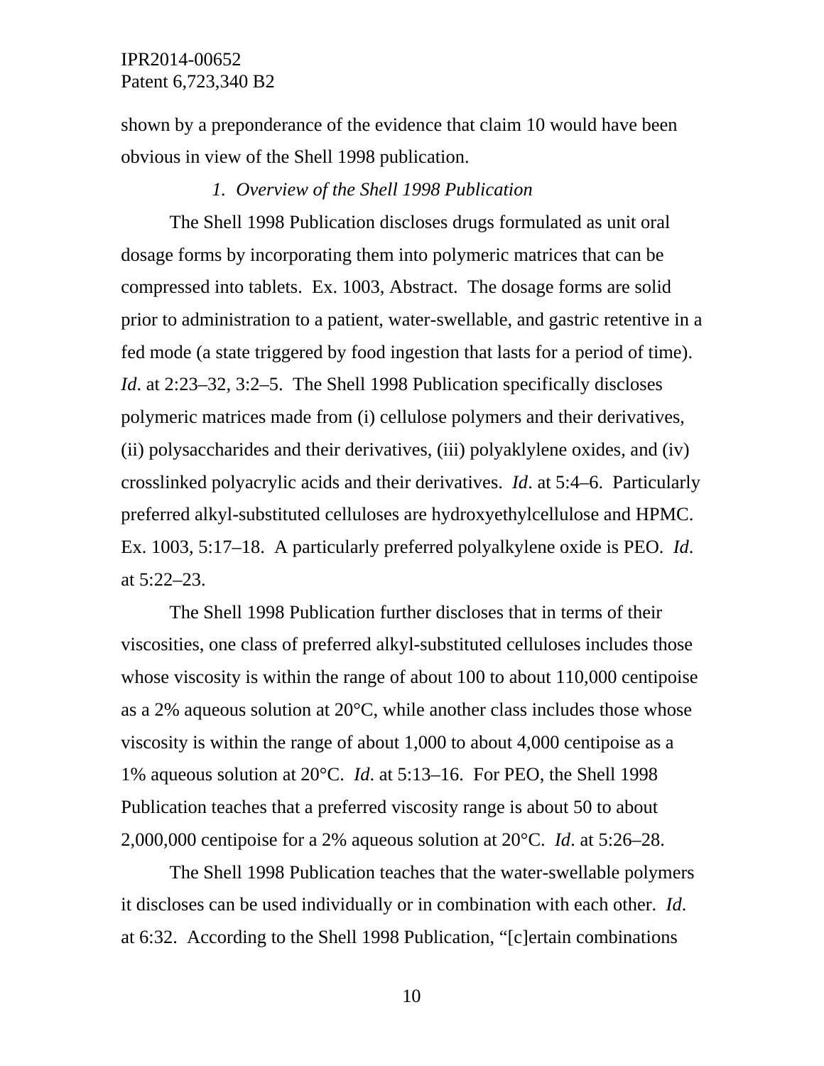shown by a preponderance of the evidence that claim 10 would have been obvious in view of the Shell 1998 publication.

### *1. Overview of the Shell 1998 Publication*

The Shell 1998 Publication discloses drugs formulated as unit oral dosage forms by incorporating them into polymeric matrices that can be compressed into tablets. Ex. 1003, Abstract. The dosage forms are solid prior to administration to a patient, water-swellable, and gastric retentive in a fed mode (a state triggered by food ingestion that lasts for a period of time). *Id*. at 2:23–32, 3:2–5. The Shell 1998 Publication specifically discloses polymeric matrices made from (i) cellulose polymers and their derivatives, (ii) polysaccharides and their derivatives, (iii) polyaklylene oxides, and (iv) crosslinked polyacrylic acids and their derivatives. *Id*. at 5:4–6. Particularly preferred alkyl-substituted celluloses are hydroxyethylcellulose and HPMC. Ex. 1003, 5:17–18. A particularly preferred polyalkylene oxide is PEO. *Id*. at 5:22–23.

The Shell 1998 Publication further discloses that in terms of their viscosities, one class of preferred alkyl-substituted celluloses includes those whose viscosity is within the range of about 100 to about 110,000 centipoise as a 2% aqueous solution at 20°C, while another class includes those whose viscosity is within the range of about 1,000 to about 4,000 centipoise as a 1% aqueous solution at 20°C. *Id*. at 5:13–16. For PEO, the Shell 1998 Publication teaches that a preferred viscosity range is about 50 to about 2,000,000 centipoise for a 2% aqueous solution at 20°C. *Id*. at 5:26–28.

The Shell 1998 Publication teaches that the water-swellable polymers it discloses can be used individually or in combination with each other. *Id*. at 6:32. According to the Shell 1998 Publication, "[c]ertain combinations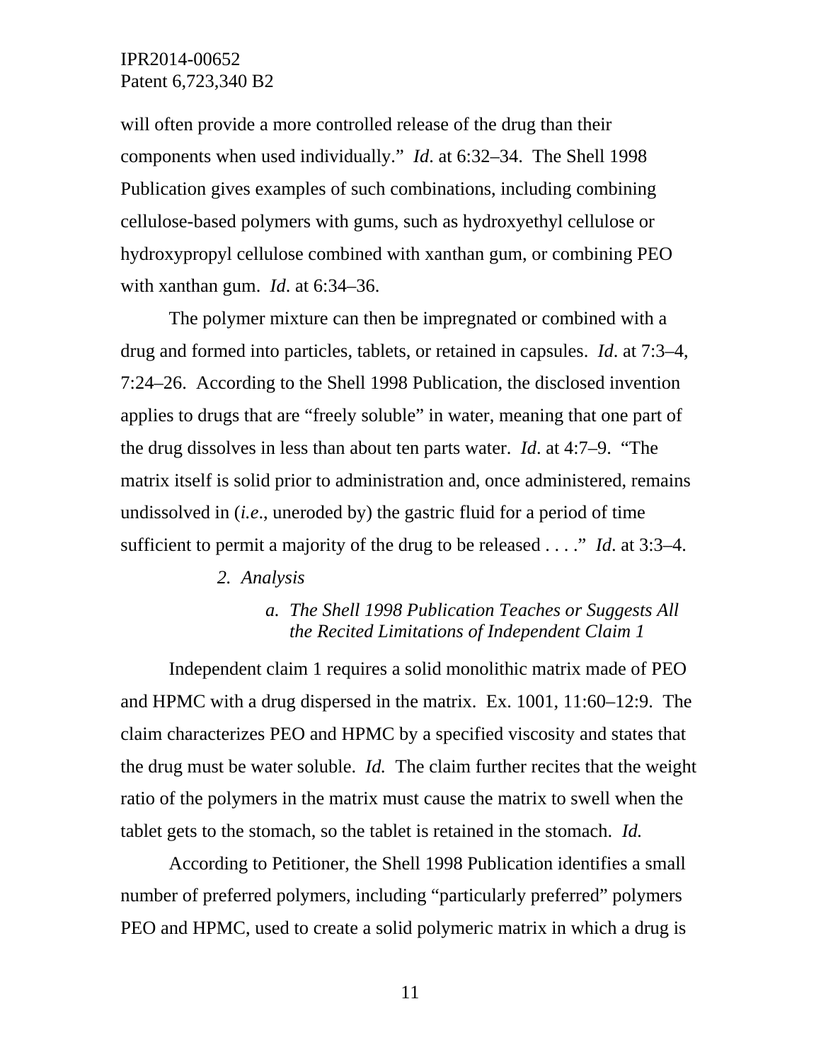will often provide a more controlled release of the drug than their components when used individually." *Id*. at 6:32–34. The Shell 1998 Publication gives examples of such combinations, including combining cellulose-based polymers with gums, such as hydroxyethyl cellulose or hydroxypropyl cellulose combined with xanthan gum, or combining PEO with xanthan gum. *Id*. at 6:34–36.

The polymer mixture can then be impregnated or combined with a drug and formed into particles, tablets, or retained in capsules. *Id*. at 7:3–4, 7:24–26. According to the Shell 1998 Publication, the disclosed invention applies to drugs that are "freely soluble" in water, meaning that one part of the drug dissolves in less than about ten parts water. *Id*. at 4:7–9. "The matrix itself is solid prior to administration and, once administered, remains undissolved in (*i.e*., uneroded by) the gastric fluid for a period of time sufficient to permit a majority of the drug to be released . . . ." *Id*. at 3:3–4.

*2. Analysis*

*a. The Shell 1998 Publication Teaches or Suggests All the Recited Limitations of Independent Claim 1*

Independent claim 1 requires a solid monolithic matrix made of PEO and HPMC with a drug dispersed in the matrix. Ex. 1001, 11:60–12:9. The claim characterizes PEO and HPMC by a specified viscosity and states that the drug must be water soluble. *Id.* The claim further recites that the weight ratio of the polymers in the matrix must cause the matrix to swell when the tablet gets to the stomach, so the tablet is retained in the stomach. *Id.*

According to Petitioner, the Shell 1998 Publication identifies a small number of preferred polymers, including "particularly preferred" polymers PEO and HPMC, used to create a solid polymeric matrix in which a drug is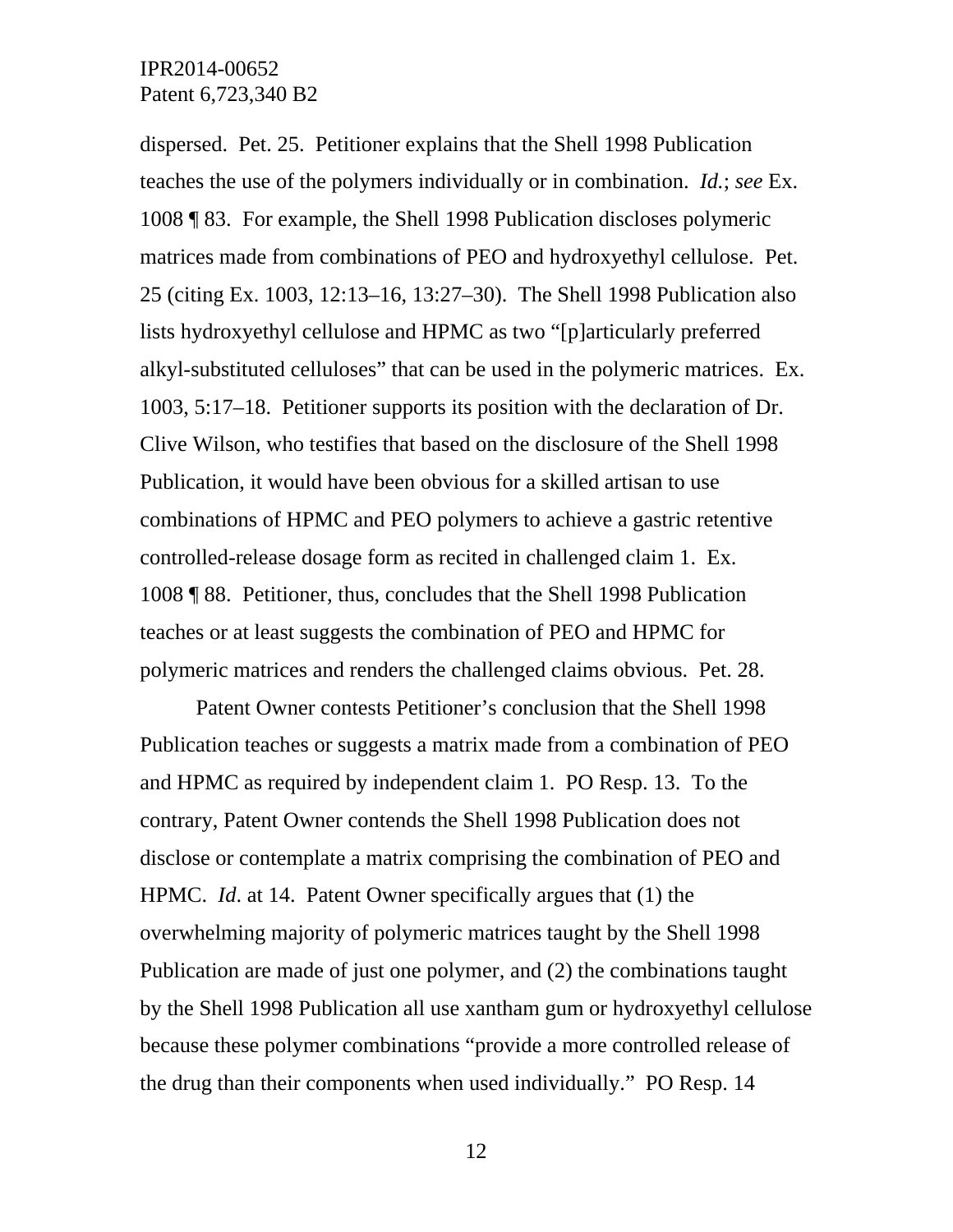dispersed. Pet. 25. Petitioner explains that the Shell 1998 Publication teaches the use of the polymers individually or in combination. *Id.*; *see* Ex. 1008 ¶ 83. For example, the Shell 1998 Publication discloses polymeric matrices made from combinations of PEO and hydroxyethyl cellulose. Pet. 25 (citing Ex. 1003, 12:13–16, 13:27–30). The Shell 1998 Publication also lists hydroxyethyl cellulose and HPMC as two "[p]articularly preferred alkyl-substituted celluloses" that can be used in the polymeric matrices. Ex. 1003, 5:17–18. Petitioner supports its position with the declaration of Dr. Clive Wilson, who testifies that based on the disclosure of the Shell 1998 Publication, it would have been obvious for a skilled artisan to use combinations of HPMC and PEO polymers to achieve a gastric retentive controlled-release dosage form as recited in challenged claim 1. Ex. 1008 ¶ 88. Petitioner, thus, concludes that the Shell 1998 Publication teaches or at least suggests the combination of PEO and HPMC for polymeric matrices and renders the challenged claims obvious. Pet. 28.

Patent Owner contests Petitioner's conclusion that the Shell 1998 Publication teaches or suggests a matrix made from a combination of PEO and HPMC as required by independent claim 1. PO Resp. 13. To the contrary, Patent Owner contends the Shell 1998 Publication does not disclose or contemplate a matrix comprising the combination of PEO and HPMC. *Id*. at 14. Patent Owner specifically argues that (1) the overwhelming majority of polymeric matrices taught by the Shell 1998 Publication are made of just one polymer, and (2) the combinations taught by the Shell 1998 Publication all use xantham gum or hydroxyethyl cellulose because these polymer combinations "provide a more controlled release of the drug than their components when used individually." PO Resp. 14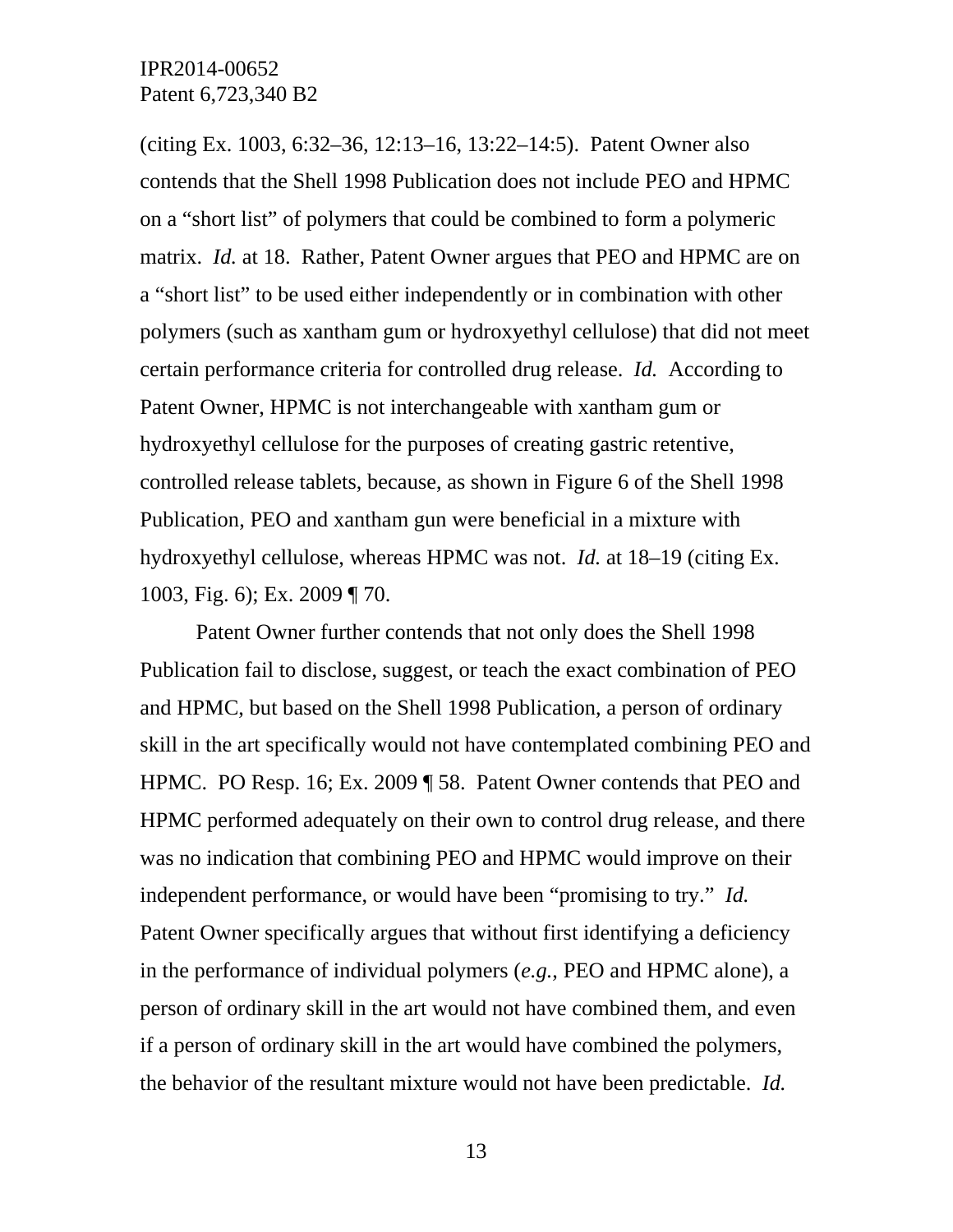(citing Ex. 1003, 6:32–36, 12:13–16, 13:22–14:5). Patent Owner also contends that the Shell 1998 Publication does not include PEO and HPMC on a "short list" of polymers that could be combined to form a polymeric matrix. *Id.* at 18. Rather, Patent Owner argues that PEO and HPMC are on a "short list" to be used either independently or in combination with other polymers (such as xantham gum or hydroxyethyl cellulose) that did not meet certain performance criteria for controlled drug release. *Id.* According to Patent Owner, HPMC is not interchangeable with xantham gum or hydroxyethyl cellulose for the purposes of creating gastric retentive, controlled release tablets, because, as shown in Figure 6 of the Shell 1998 Publication, PEO and xantham gun were beneficial in a mixture with hydroxyethyl cellulose, whereas HPMC was not. *Id.* at 18–19 (citing Ex. 1003, Fig. 6); Ex. 2009 ¶ 70.

Patent Owner further contends that not only does the Shell 1998 Publication fail to disclose, suggest, or teach the exact combination of PEO and HPMC, but based on the Shell 1998 Publication, a person of ordinary skill in the art specifically would not have contemplated combining PEO and HPMC. PO Resp. 16; Ex. 2009 ¶ 58. Patent Owner contends that PEO and HPMC performed adequately on their own to control drug release, and there was no indication that combining PEO and HPMC would improve on their independent performance, or would have been "promising to try." *Id.* Patent Owner specifically argues that without first identifying a deficiency in the performance of individual polymers (*e.g.*, PEO and HPMC alone), a person of ordinary skill in the art would not have combined them, and even if a person of ordinary skill in the art would have combined the polymers, the behavior of the resultant mixture would not have been predictable. *Id.*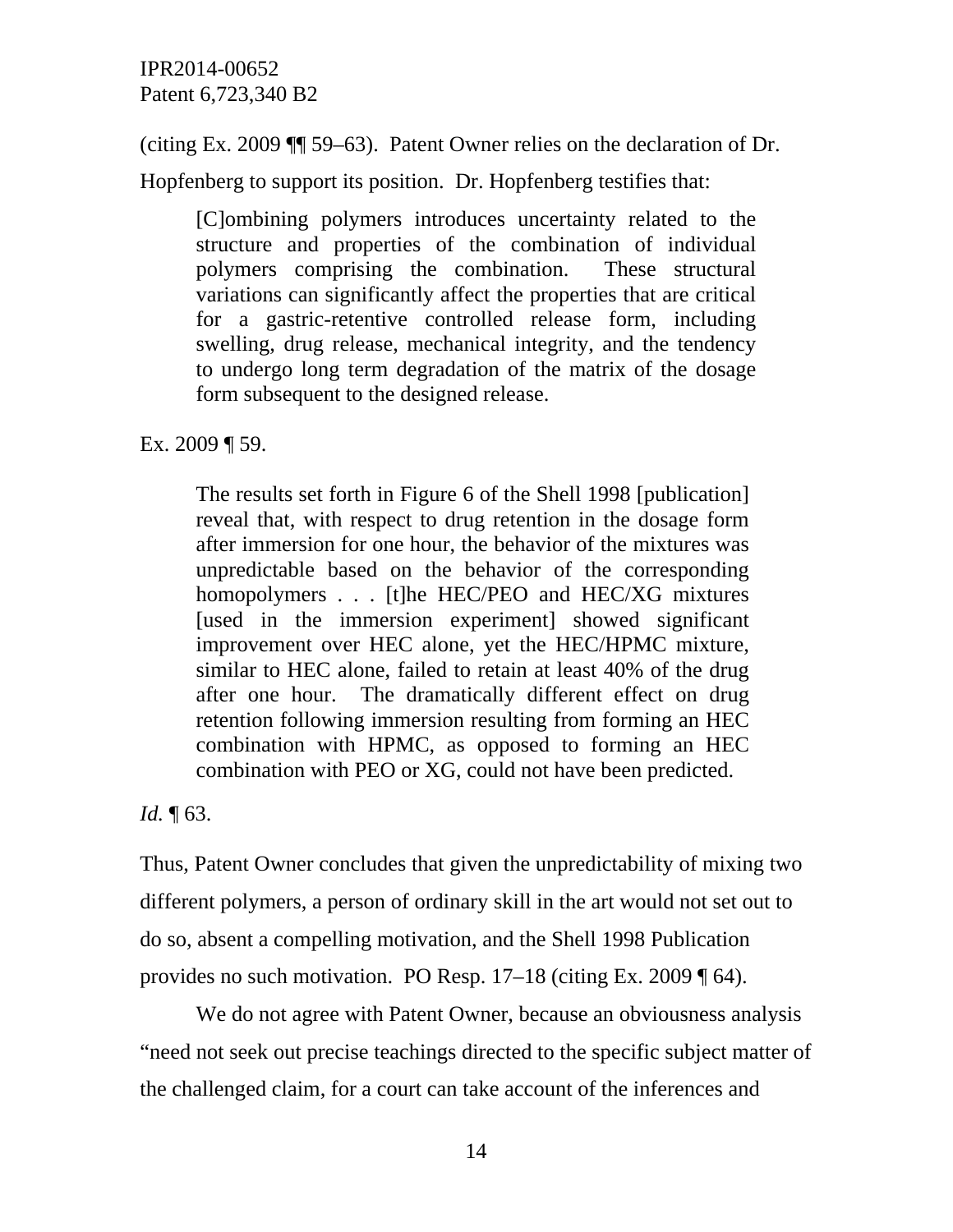(citing Ex. 2009 ¶¶ 59–63). Patent Owner relies on the declaration of Dr. Hopfenberg to support its position. Dr. Hopfenberg testifies that:

> [C]ombining polymers introduces uncertainty related to the structure and properties of the combination of individual polymers comprising the combination. These structural variations can significantly affect the properties that are critical for a gastric-retentive controlled release form, including swelling, drug release, mechanical integrity, and the tendency to undergo long term degradation of the matrix of the dosage form subsequent to the designed release.

Ex. 2009 ¶ 59.

> The results set forth in Figure 6 of the Shell 1998 [publication] reveal that, with respect to drug retention in the dosage form after immersion for one hour, the behavior of the mixtures was unpredictable based on the behavior of the corresponding homopolymers . . . [t]he HEC/PEO and HEC/XG mixtures [used in the immersion experiment] showed significant improvement over HEC alone, yet the HEC/HPMC mixture, similar to HEC alone, failed to retain at least 40% of the drug after one hour. The dramatically different effect on drug retention following immersion resulting from forming an HEC combination with HPMC, as opposed to forming an HEC combination with PEO or XG, could not have been predicted.

*Id.* ¶ 63.

Thus, Patent Owner concludes that given the unpredictability of mixing two different polymers, a person of ordinary skill in the art would not set out to do so, absent a compelling motivation, and the Shell 1998 Publication provides no such motivation. PO Resp. 17–18 (citing Ex. 2009 ¶ 64).

We do not agree with Patent Owner, because an obviousness analysis "need not seek out precise teachings directed to the specific subject matter of the challenged claim, for a court can take account of the inferences and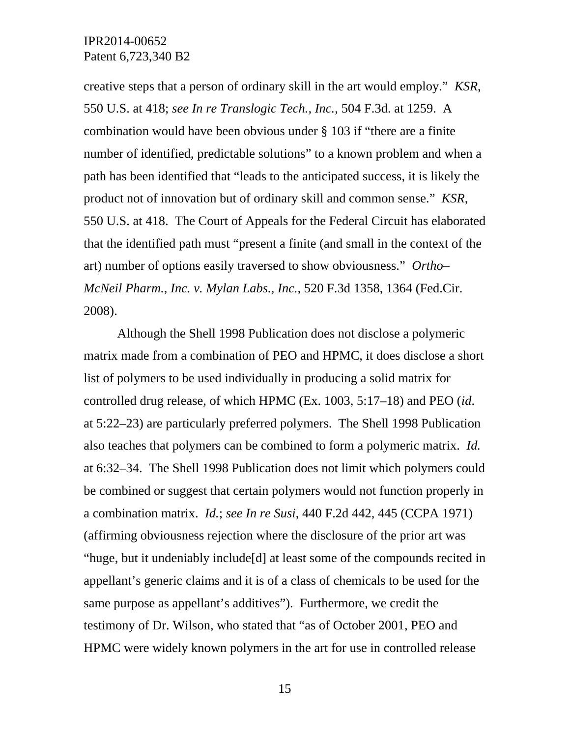creative steps that a person of ordinary skill in the art would employ." *KSR*, 550 U.S. at 418; *see In re Translogic Tech., Inc.*, 504 F.3d. at 1259. A combination would have been obvious under § 103 if "there are a finite number of identified, predictable solutions" to a known problem and when a path has been identified that "leads to the anticipated success, it is likely the product not of innovation but of ordinary skill and common sense." *KSR*, 550 U.S. at 418. The Court of Appeals for the Federal Circuit has elaborated that the identified path must "present a finite (and small in the context of the art) number of options easily traversed to show obviousness." *Ortho–McNeil Pharm., Inc. v. Mylan Labs., Inc.*, 520 F.3d 1358, 1364 (Fed.Cir. 2008).

Although the Shell 1998 Publication does not disclose a polymeric matrix made from a combination of PEO and HPMC, it does disclose a short list of polymers to be used individually in producing a solid matrix for controlled drug release, of which HPMC (Ex. 1003, 5:17–18) and PEO (*id.* at 5:22–23) are particularly preferred polymers. The Shell 1998 Publication also teaches that polymers can be combined to form a polymeric matrix. *Id.* at 6:32–34. The Shell 1998 Publication does not limit which polymers could be combined or suggest that certain polymers would not function properly in a combination matrix. *Id.*; *see In re Susi*, 440 F.2d 442, 445 (CCPA 1971) (affirming obviousness rejection where the disclosure of the prior art was "huge, but it undeniably include[d] at least some of the compounds recited in appellant's generic claims and it is of a class of chemicals to be used for the same purpose as appellant's additives"). Furthermore, we credit the testimony of Dr. Wilson, who stated that "as of October 2001, PEO and HPMC were widely known polymers in the art for use in controlled release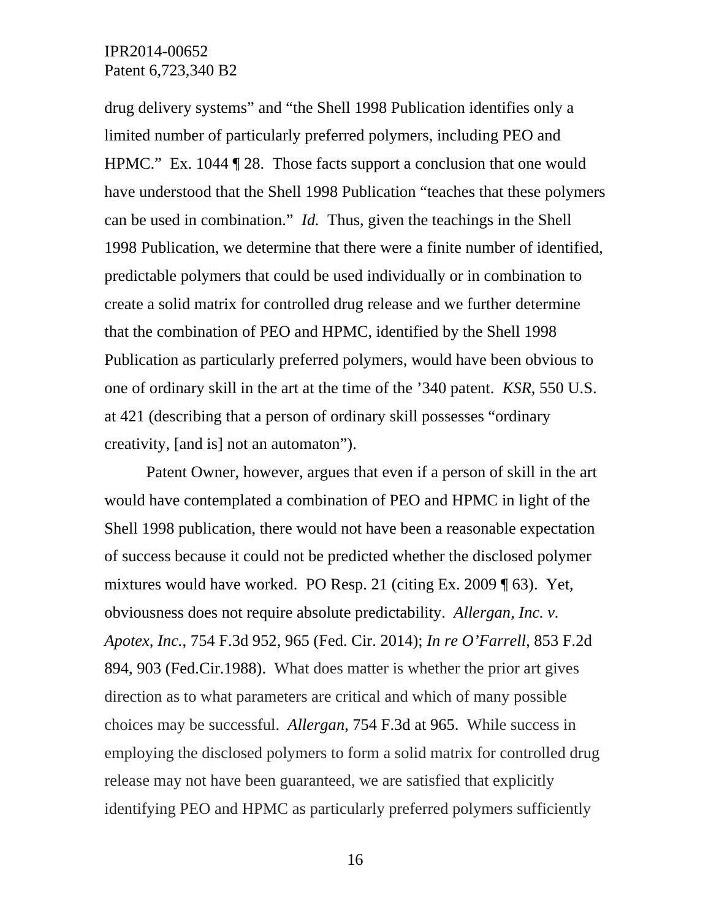drug delivery systems" and "the Shell 1998 Publication identifies only a limited number of particularly preferred polymers, including PEO and HPMC." Ex. 1044 ¶ 28. Those facts support a conclusion that one would have understood that the Shell 1998 Publication "teaches that these polymers can be used in combination." *Id.* Thus, given the teachings in the Shell 1998 Publication, we determine that there were a finite number of identified, predictable polymers that could be used individually or in combination to create a solid matrix for controlled drug release and we further determine that the combination of PEO and HPMC, identified by the Shell 1998 Publication as particularly preferred polymers, would have been obvious to one of ordinary skill in the art at the time of the '340 patent. *KSR*, 550 U.S. at 421 (describing that a person of ordinary skill possesses "ordinary creativity, [and is] not an automaton").

Patent Owner, however, argues that even if a person of skill in the art would have contemplated a combination of PEO and HPMC in light of the Shell 1998 publication, there would not have been a reasonable expectation of success because it could not be predicted whether the disclosed polymer mixtures would have worked. PO Resp. 21 (citing Ex. 2009 ¶ 63). Yet, obviousness does not require absolute predictability. *Allergan, Inc. v. Apotex, Inc.*, 754 F.3d 952, 965 (Fed. Cir. 2014); *In re O'Farrell*, 853 F.2d 894, 903 (Fed.Cir.1988). What does matter is whether the prior art gives direction as to what parameters are critical and which of many possible choices may be successful. *Allergan*, 754 F.3d at 965. While success in employing the disclosed polymers to form a solid matrix for controlled drug release may not have been guaranteed, we are satisfied that explicitly identifying PEO and HPMC as particularly preferred polymers sufficiently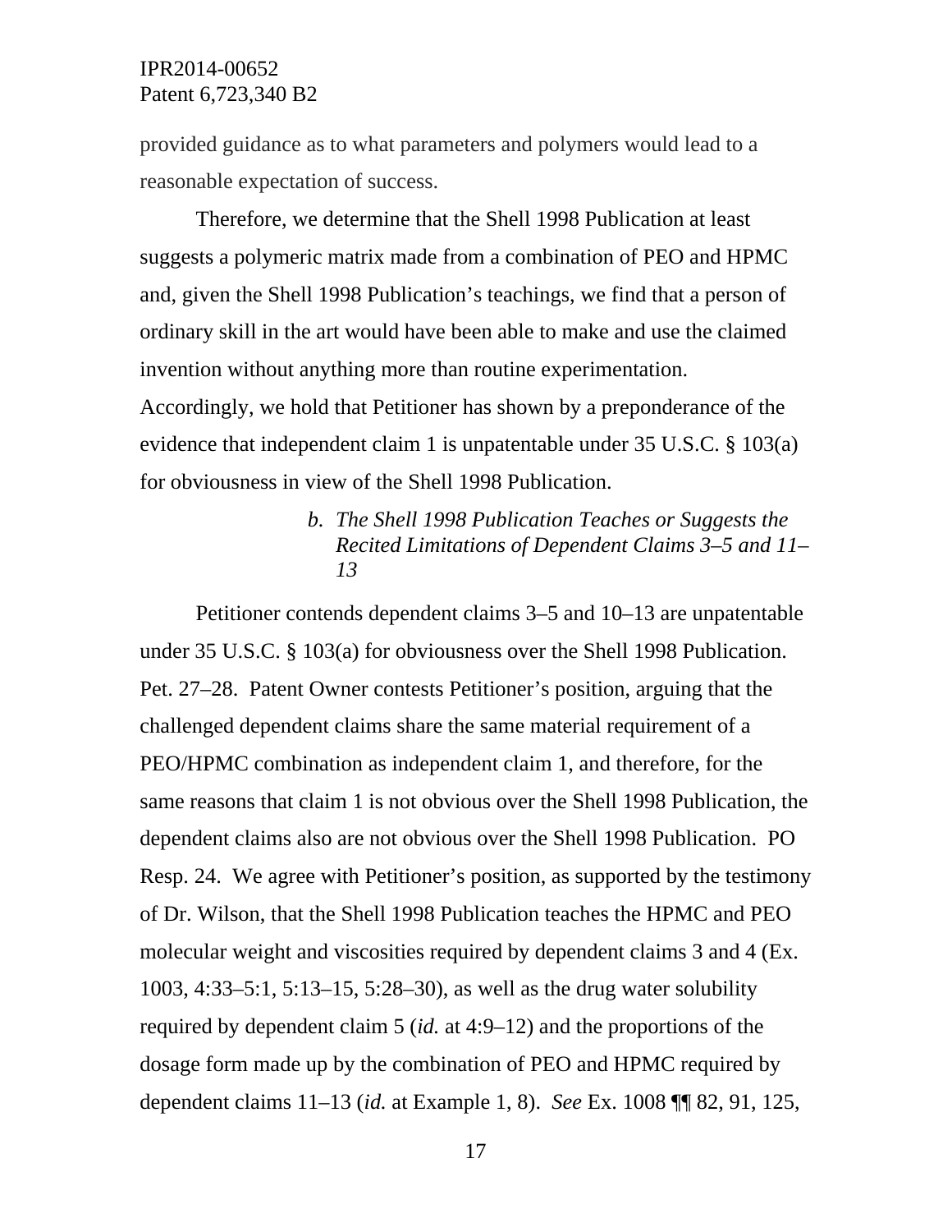provided guidance as to what parameters and polymers would lead to a reasonable expectation of success.

Therefore, we determine that the Shell 1998 Publication at least suggests a polymeric matrix made from a combination of PEO and HPMC and, given the Shell 1998 Publication's teachings, we find that a person of ordinary skill in the art would have been able to make and use the claimed invention without anything more than routine experimentation. Accordingly, we hold that Petitioner has shown by a preponderance of the evidence that independent claim 1 is unpatentable under 35 U.S.C. § 103(a) for obviousness in view of the Shell 1998 Publication.

*b. The Shell 1998 Publication Teaches or Suggests the Recited Limitations of Dependent Claims 3–5 and 11–13*

Petitioner contends dependent claims 3–5 and 10–13 are unpatentable under 35 U.S.C. § 103(a) for obviousness over the Shell 1998 Publication. Pet. 27–28. Patent Owner contests Petitioner's position, arguing that the challenged dependent claims share the same material requirement of a PEO/HPMC combination as independent claim 1, and therefore, for the same reasons that claim 1 is not obvious over the Shell 1998 Publication, the dependent claims also are not obvious over the Shell 1998 Publication. PO Resp. 24. We agree with Petitioner's position, as supported by the testimony of Dr. Wilson, that the Shell 1998 Publication teaches the HPMC and PEO molecular weight and viscosities required by dependent claims 3 and 4 (Ex. 1003, 4:33–5:1, 5:13–15, 5:28–30), as well as the drug water solubility required by dependent claim 5 (*id.* at 4:9–12) and the proportions of the dosage form made up by the combination of PEO and HPMC required by dependent claims 11–13 (*id.* at Example 1, 8). *See* Ex. 1008 ¶¶ 82, 91, 125,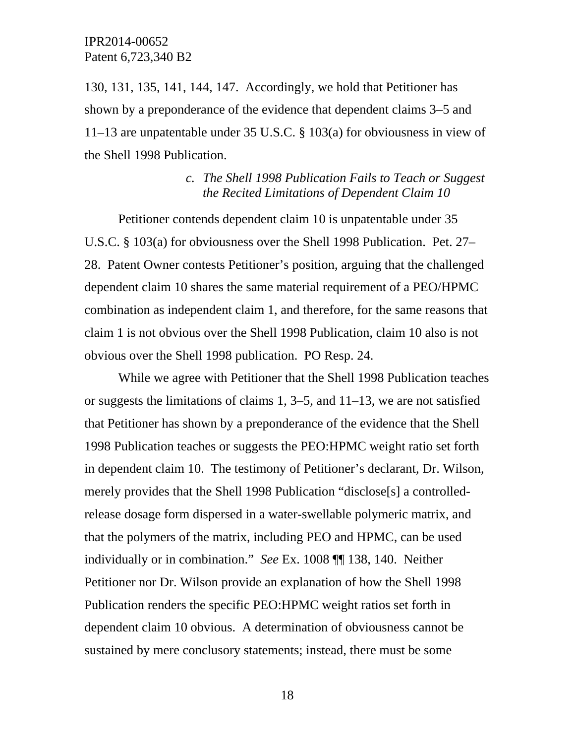130, 131, 135, 141, 144, 147. Accordingly, we hold that Petitioner has shown by a preponderance of the evidence that dependent claims 3–5 and 11–13 are unpatentable under 35 U.S.C. § 103(a) for obviousness in view of the Shell 1998 Publication.

*c. The Shell 1998 Publication Fails to Teach or Suggest the Recited Limitations of Dependent Claim 10*

Petitioner contends dependent claim 10 is unpatentable under 35 U.S.C. § 103(a) for obviousness over the Shell 1998 Publication. Pet. 27–28. Patent Owner contests Petitioner's position, arguing that the challenged dependent claim 10 shares the same material requirement of a PEO/HPMC combination as independent claim 1, and therefore, for the same reasons that claim 1 is not obvious over the Shell 1998 Publication, claim 10 also is not obvious over the Shell 1998 publication. PO Resp. 24.

While we agree with Petitioner that the Shell 1998 Publication teaches or suggests the limitations of claims 1, 3–5, and 11–13, we are not satisfied that Petitioner has shown by a preponderance of the evidence that the Shell 1998 Publication teaches or suggests the PEO:HPMC weight ratio set forth in dependent claim 10. The testimony of Petitioner's declarant, Dr. Wilson, merely provides that the Shell 1998 Publication "disclose[s] a controlled-release dosage form dispersed in a water-swellable polymeric matrix, and that the polymers of the matrix, including PEO and HPMC, can be used individually or in combination." *See* Ex. 1008 ¶¶ 138, 140. Neither Petitioner nor Dr. Wilson provide an explanation of how the Shell 1998 Publication renders the specific PEO:HPMC weight ratios set forth in dependent claim 10 obvious. A determination of obviousness cannot be sustained by mere conclusory statements; instead, there must be some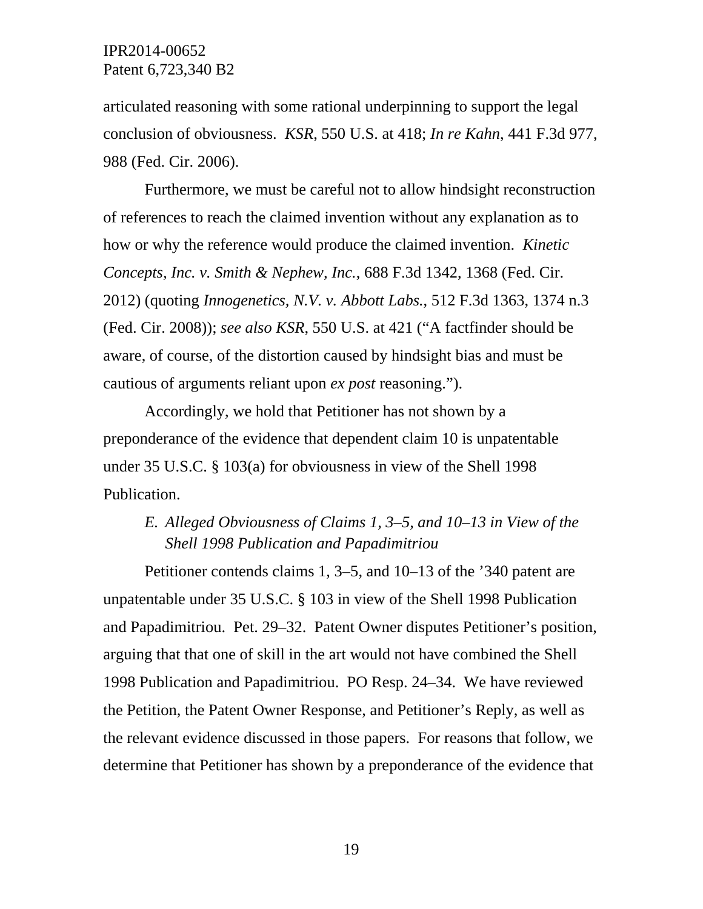articulated reasoning with some rational underpinning to support the legal conclusion of obviousness. *KSR*, 550 U.S. at 418; *In re Kahn*, 441 F.3d 977, 988 (Fed. Cir. 2006).

Furthermore, we must be careful not to allow hindsight reconstruction of references to reach the claimed invention without any explanation as to how or why the reference would produce the claimed invention. *Kinetic Concepts, Inc. v. Smith & Nephew, Inc.*, 688 F.3d 1342, 1368 (Fed. Cir. 2012) (quoting *Innogenetics, N.V. v. Abbott Labs.*, 512 F.3d 1363, 1374 n.3 (Fed. Cir. 2008)); *see also KSR*, 550 U.S. at 421 ("A factfinder should be aware, of course, of the distortion caused by hindsight bias and must be cautious of arguments reliant upon *ex post* reasoning.").

Accordingly, we hold that Petitioner has not shown by a preponderance of the evidence that dependent claim 10 is unpatentable under 35 U.S.C. § 103(a) for obviousness in view of the Shell 1998 Publication.

### *E. Alleged Obviousness of Claims 1, 3–5, and 10–13 in View of the Shell 1998 Publication and Papadimitriou*

Petitioner contends claims 1, 3–5, and 10–13 of the '340 patent are unpatentable under 35 U.S.C. § 103 in view of the Shell 1998 Publication and Papadimitriou. Pet. 29–32. Patent Owner disputes Petitioner's position, arguing that that one of skill in the art would not have combined the Shell 1998 Publication and Papadimitriou. PO Resp. 24–34. We have reviewed the Petition, the Patent Owner Response, and Petitioner's Reply, as well as the relevant evidence discussed in those papers. For reasons that follow, we determine that Petitioner has shown by a preponderance of the evidence that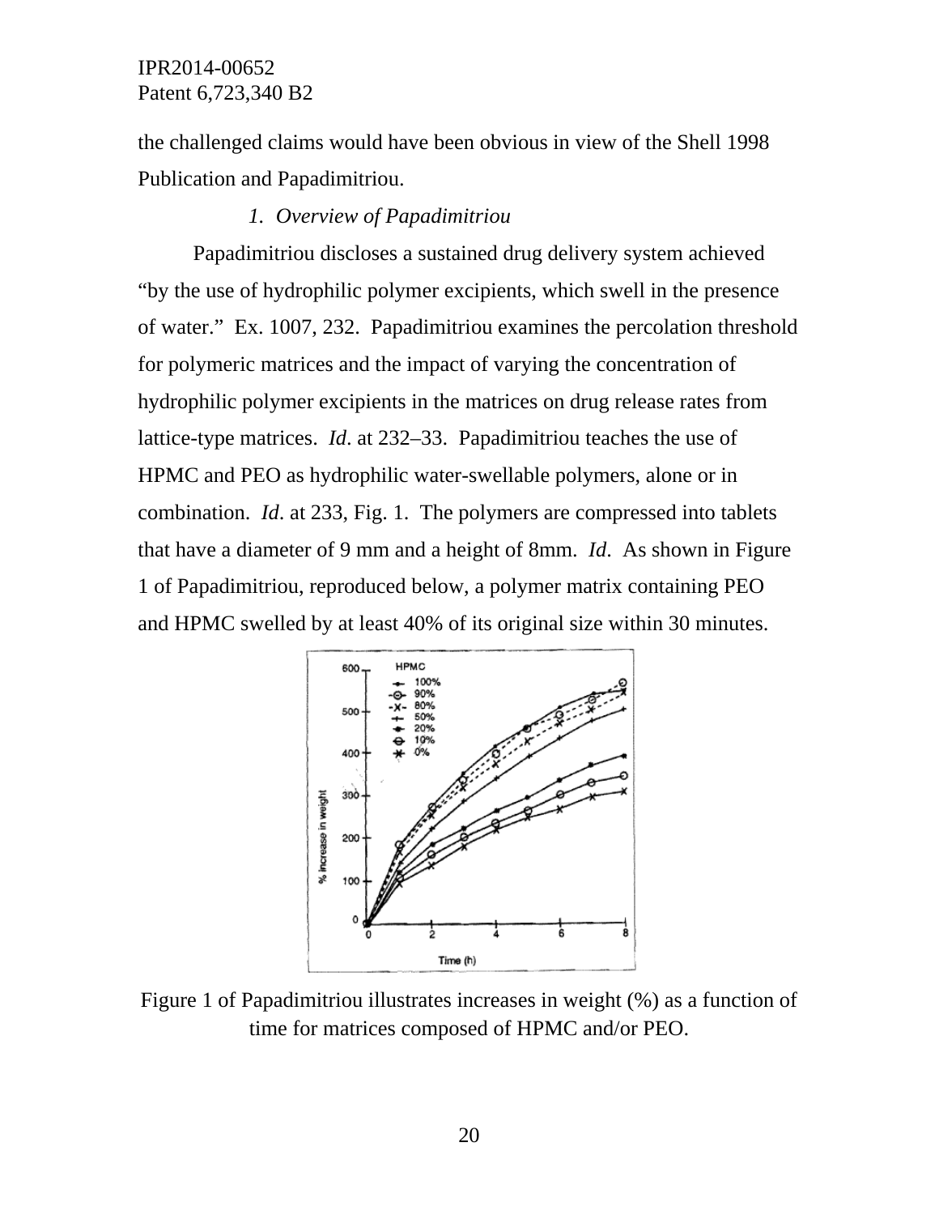the challenged claims would have been obvious in view of the Shell 1998 Publication and Papadimitriou.

*1. Overview of Papadimitriou*

Papadimitriou discloses a sustained drug delivery system achieved "by the use of hydrophilic polymer excipients, which swell in the presence of water." Ex. 1007, 232. Papadimitriou examines the percolation threshold for polymeric matrices and the impact of varying the concentration of hydrophilic polymer excipients in the matrices on drug release rates from lattice-type matrices. *Id*. at 232–33. Papadimitriou teaches the use of HPMC and PEO as hydrophilic water-swellable polymers, alone or in combination. *Id*. at 233, Fig. 1. The polymers are compressed into tablets that have a diameter of 9 mm and a height of 8mm. *Id*. As shown in Figure 1 of Papadimitriou, reproduced below, a polymer matrix containing PEO and HPMC swelled by at least 40% of its original size within 30 minutes.

Figure 1 of Papadimitriou illustrates increases in weight (%) as a function of time for matrices composed of HPMC and/or PEO.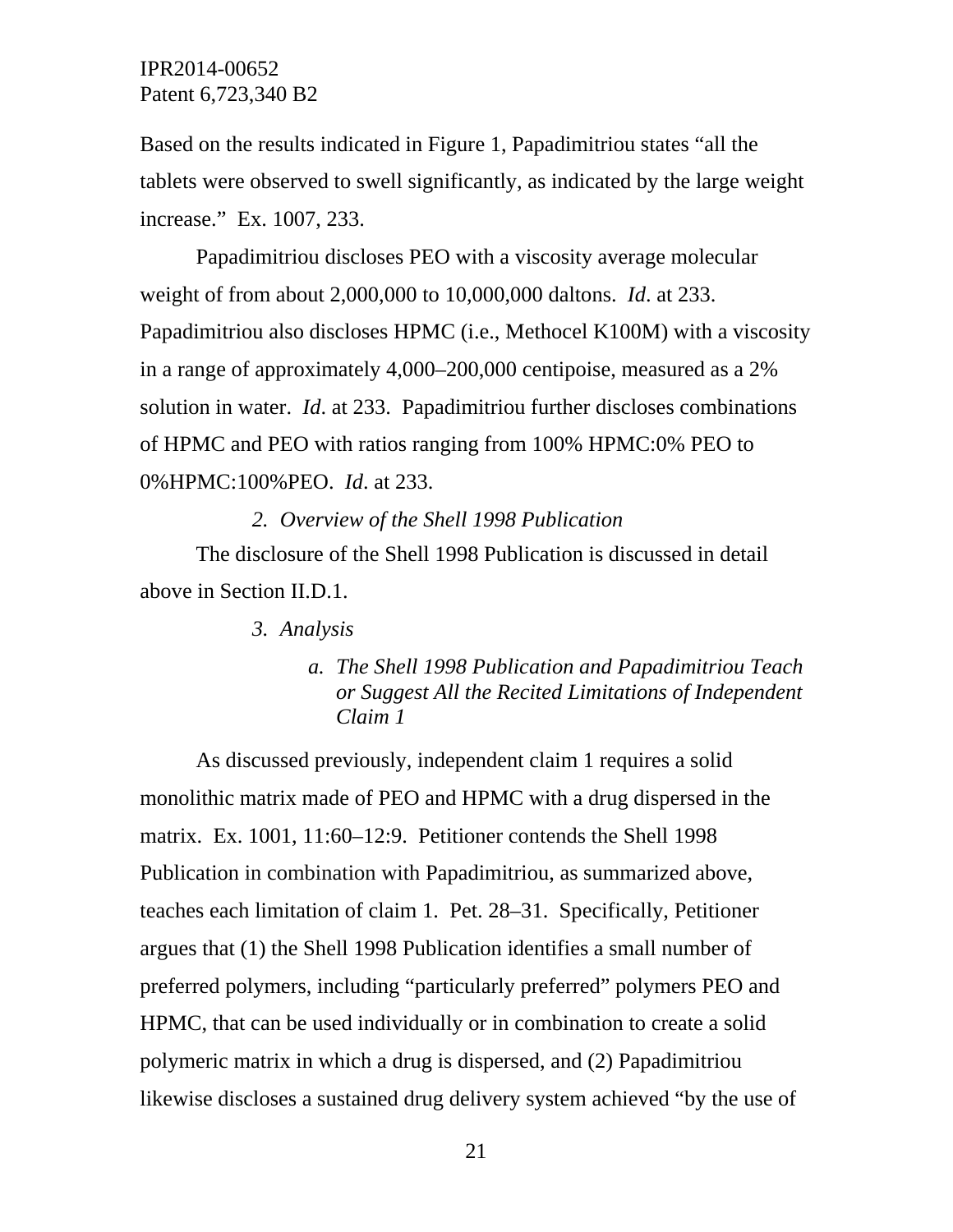Based on the results indicated in Figure 1, Papadimitriou states "all the tablets were observed to swell significantly, as indicated by the large weight increase." Ex. 1007, 233.

Papadimitriou discloses PEO with a viscosity average molecular weight of from about 2,000,000 to 10,000,000 daltons. *Id*. at 233. Papadimitriou also discloses HPMC (i.e., Methocel K100M) with a viscosity in a range of approximately 4,000–200,000 centipoise, measured as a 2% solution in water. *Id*. at 233. Papadimitriou further discloses combinations of HPMC and PEO with ratios ranging from 100% HPMC:0% PEO to 0%HPMC:100%PEO. *Id*. at 233.

#### *2. Overview of the Shell 1998 Publication*

The disclosure of the Shell 1998 Publication is discussed in detail above in Section II.D.1.

#### *3. Analysis*

##### *a. The Shell 1998 Publication and Papadimitriou Teach or Suggest All the Recited Limitations of Independent Claim 1*

As discussed previously, independent claim 1 requires a solid monolithic matrix made of PEO and HPMC with a drug dispersed in the matrix. Ex. 1001, 11:60–12:9. Petitioner contends the Shell 1998 Publication in combination with Papadimitriou, as summarized above, teaches each limitation of claim 1. Pet. 28–31. Specifically, Petitioner argues that (1) the Shell 1998 Publication identifies a small number of preferred polymers, including "particularly preferred" polymers PEO and HPMC, that can be used individually or in combination to create a solid polymeric matrix in which a drug is dispersed, and (2) Papadimitriou likewise discloses a sustained drug delivery system achieved "by the use of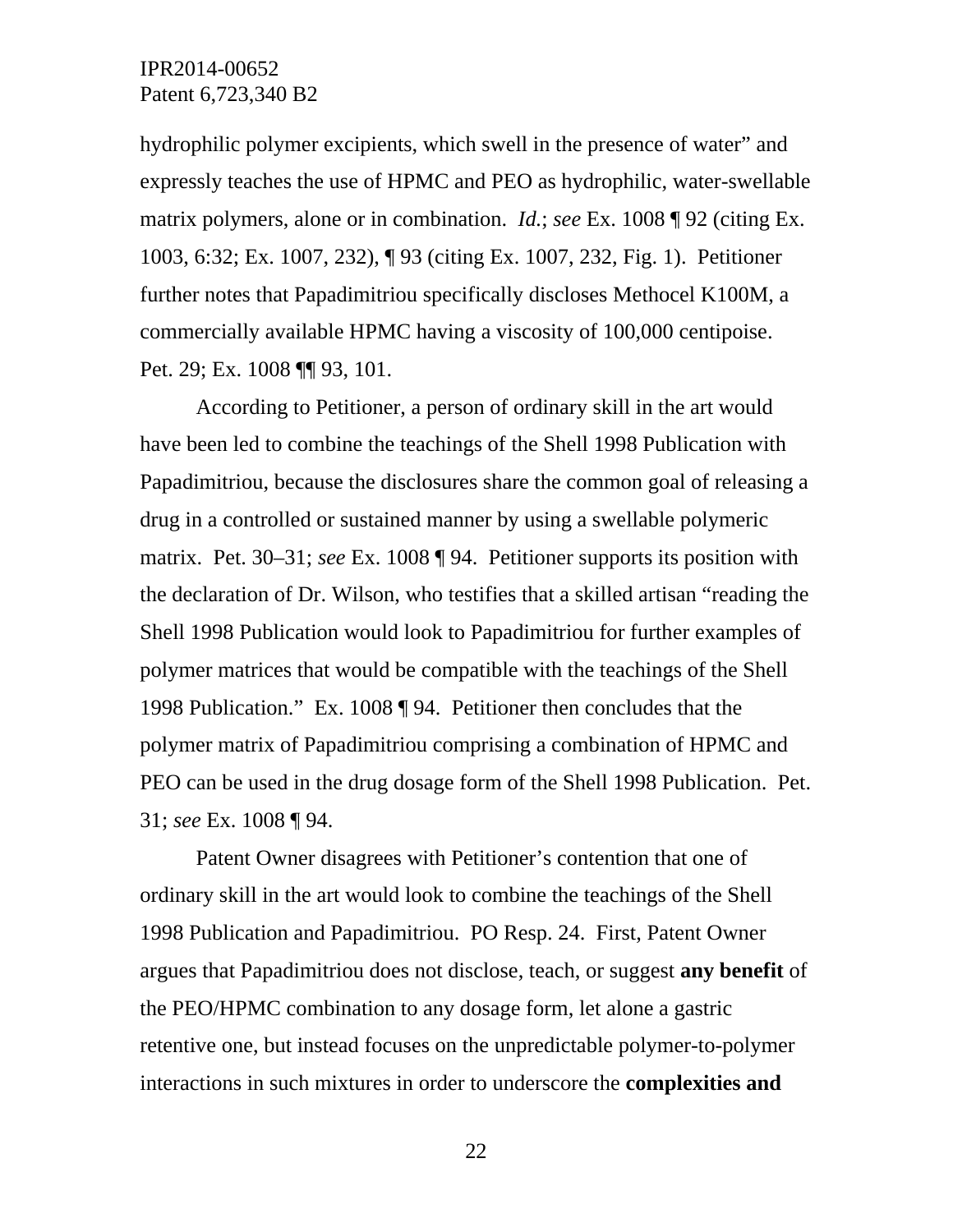hydrophilic polymer excipients, which swell in the presence of water" and expressly teaches the use of HPMC and PEO as hydrophilic, water-swellable matrix polymers, alone or in combination. *Id.*; *see* Ex. 1008 ¶ 92 (citing Ex. 1003, 6:32; Ex. 1007, 232), ¶ 93 (citing Ex. 1007, 232, Fig. 1). Petitioner further notes that Papadimitriou specifically discloses Methocel K100M, a commercially available HPMC having a viscosity of 100,000 centipoise. Pet. 29; Ex. 1008 ¶¶ 93, 101.

According to Petitioner, a person of ordinary skill in the art would have been led to combine the teachings of the Shell 1998 Publication with Papadimitriou, because the disclosures share the common goal of releasing a drug in a controlled or sustained manner by using a swellable polymeric matrix. Pet. 30–31; *see* Ex. 1008 ¶ 94. Petitioner supports its position with the declaration of Dr. Wilson, who testifies that a skilled artisan "reading the Shell 1998 Publication would look to Papadimitriou for further examples of polymer matrices that would be compatible with the teachings of the Shell 1998 Publication." Ex. 1008 ¶ 94. Petitioner then concludes that the polymer matrix of Papadimitriou comprising a combination of HPMC and PEO can be used in the drug dosage form of the Shell 1998 Publication. Pet. 31; *see* Ex. 1008 ¶ 94.

Patent Owner disagrees with Petitioner's contention that one of ordinary skill in the art would look to combine the teachings of the Shell 1998 Publication and Papadimitriou. PO Resp. 24. First, Patent Owner argues that Papadimitriou does not disclose, teach, or suggest **any benefit** of the PEO/HPMC combination to any dosage form, let alone a gastric retentive one, but instead focuses on the unpredictable polymer-to-polymer interactions in such mixtures in order to underscore the **complexities and**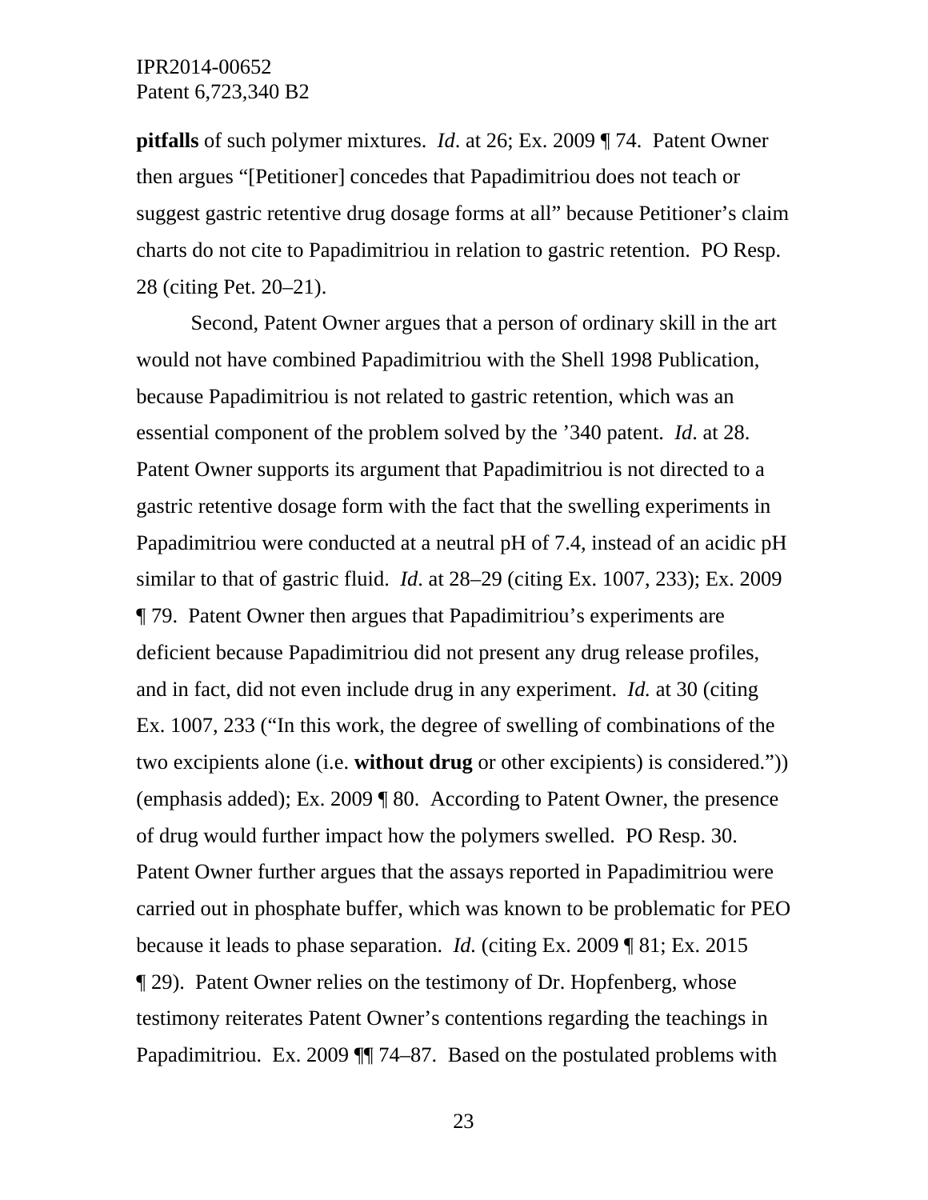**pitfalls** of such polymer mixtures. *Id*. at 26; Ex. 2009 ¶ 74. Patent Owner then argues "[Petitioner] concedes that Papadimitriou does not teach or suggest gastric retentive drug dosage forms at all" because Petitioner's claim charts do not cite to Papadimitriou in relation to gastric retention. PO Resp. 28 (citing Pet. 20–21).

Second, Patent Owner argues that a person of ordinary skill in the art would not have combined Papadimitriou with the Shell 1998 Publication, because Papadimitriou is not related to gastric retention, which was an essential component of the problem solved by the '340 patent. *Id*. at 28. Patent Owner supports its argument that Papadimitriou is not directed to a gastric retentive dosage form with the fact that the swelling experiments in Papadimitriou were conducted at a neutral pH of 7.4, instead of an acidic pH similar to that of gastric fluid. *Id*. at 28–29 (citing Ex. 1007, 233); Ex. 2009 ¶ 79. Patent Owner then argues that Papadimitriou's experiments are deficient because Papadimitriou did not present any drug release profiles, and in fact, did not even include drug in any experiment. *Id.* at 30 (citing Ex. 1007, 233 ("In this work, the degree of swelling of combinations of the two excipients alone (i.e. **without drug** or other excipients) is considered.")) (emphasis added); Ex. 2009 ¶ 80. According to Patent Owner, the presence of drug would further impact how the polymers swelled. PO Resp. 30. Patent Owner further argues that the assays reported in Papadimitriou were carried out in phosphate buffer, which was known to be problematic for PEO because it leads to phase separation. *Id.* (citing Ex. 2009 ¶ 81; Ex. 2015 ¶ 29). Patent Owner relies on the testimony of Dr. Hopfenberg, whose testimony reiterates Patent Owner's contentions regarding the teachings in Papadimitriou. Ex. 2009 ¶¶ 74–87. Based on the postulated problems with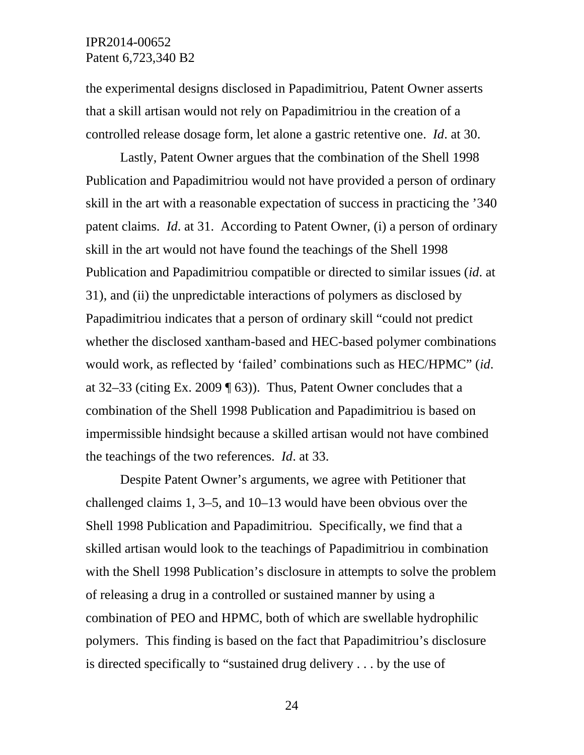the experimental designs disclosed in Papadimitriou, Patent Owner asserts that a skill artisan would not rely on Papadimitriou in the creation of a controlled release dosage form, let alone a gastric retentive one. *Id*. at 30.

Lastly, Patent Owner argues that the combination of the Shell 1998 Publication and Papadimitriou would not have provided a person of ordinary skill in the art with a reasonable expectation of success in practicing the ’340 patent claims. *Id*. at 31. According to Patent Owner, (i) a person of ordinary skill in the art would not have found the teachings of the Shell 1998 Publication and Papadimitriou compatible or directed to similar issues (*id*. at 31), and (ii) the unpredictable interactions of polymers as disclosed by Papadimitriou indicates that a person of ordinary skill "could not predict whether the disclosed xantham-based and HEC-based polymer combinations would work, as reflected by 'failed' combinations such as HEC/HPMC" (*id*. at 32–33 (citing Ex. 2009 ¶ 63)). Thus, Patent Owner concludes that a combination of the Shell 1998 Publication and Papadimitriou is based on impermissible hindsight because a skilled artisan would not have combined the teachings of the two references. *Id*. at 33.

Despite Patent Owner's arguments, we agree with Petitioner that challenged claims 1, 3–5, and 10–13 would have been obvious over the Shell 1998 Publication and Papadimitriou. Specifically, we find that a skilled artisan would look to the teachings of Papadimitriou in combination with the Shell 1998 Publication's disclosure in attempts to solve the problem of releasing a drug in a controlled or sustained manner by using a combination of PEO and HPMC, both of which are swellable hydrophilic polymers. This finding is based on the fact that Papadimitriou's disclosure is directed specifically to "sustained drug delivery . . . by the use of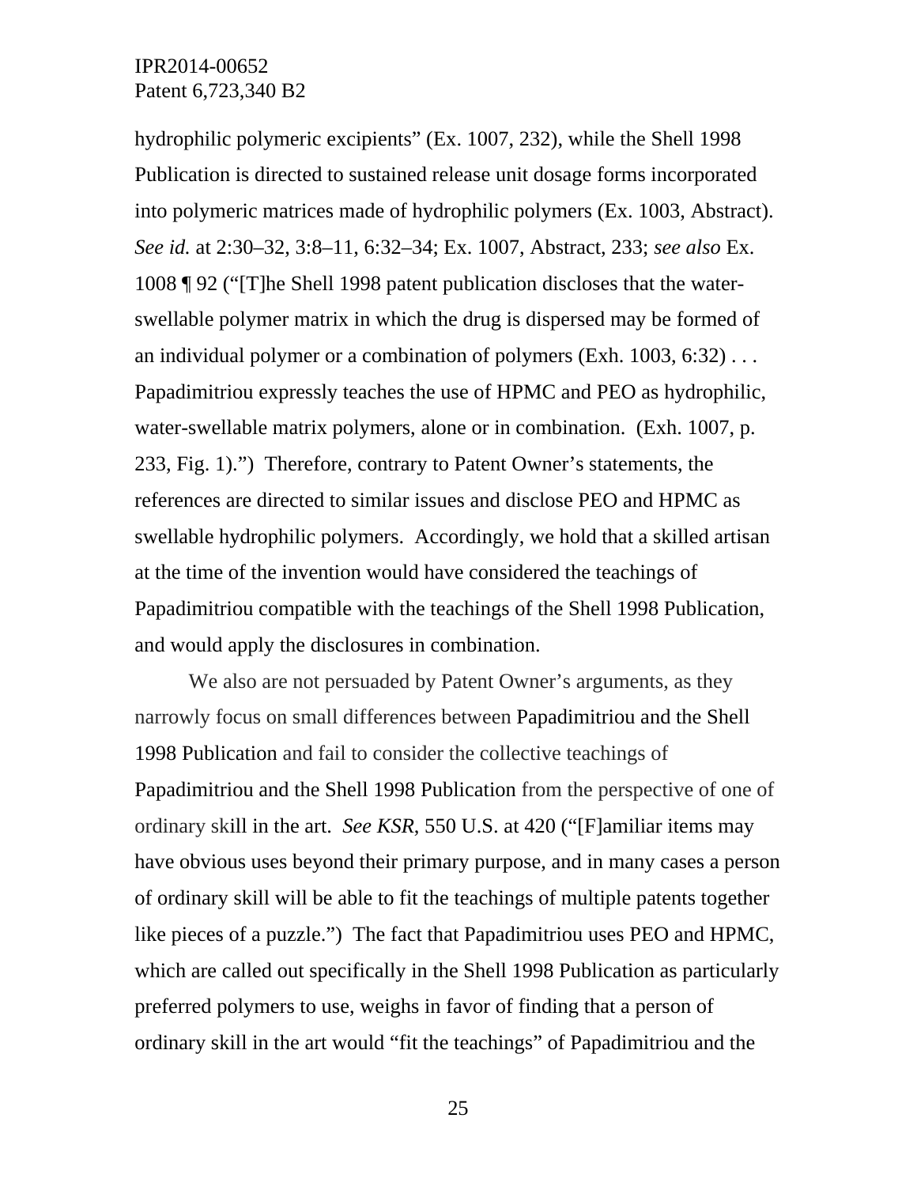hydrophilic polymeric excipients" (Ex. 1007, 232), while the Shell 1998 Publication is directed to sustained release unit dosage forms incorporated into polymeric matrices made of hydrophilic polymers (Ex. 1003, Abstract). *See id.* at 2:30–32, 3:8–11, 6:32–34; Ex. 1007, Abstract, 233; *see also* Ex. 1008 ¶ 92 ("[T]he Shell 1998 patent publication discloses that the water-swellable polymer matrix in which the drug is dispersed may be formed of an individual polymer or a combination of polymers (Exh. 1003, 6:32) . . . Papadimitriou expressly teaches the use of HPMC and PEO as hydrophilic, water-swellable matrix polymers, alone or in combination. (Exh. 1007, p. 233, Fig. 1).") Therefore, contrary to Patent Owner's statements, the references are directed to similar issues and disclose PEO and HPMC as swellable hydrophilic polymers. Accordingly, we hold that a skilled artisan at the time of the invention would have considered the teachings of Papadimitriou compatible with the teachings of the Shell 1998 Publication, and would apply the disclosures in combination.

We also are not persuaded by Patent Owner's arguments, as they narrowly focus on small differences between Papadimitriou and the Shell 1998 Publication and fail to consider the collective teachings of Papadimitriou and the Shell 1998 Publication from the perspective of one of ordinary skill in the art. *See KSR*, 550 U.S. at 420 ("[F]amiliar items may have obvious uses beyond their primary purpose, and in many cases a person of ordinary skill will be able to fit the teachings of multiple patents together like pieces of a puzzle.") The fact that Papadimitriou uses PEO and HPMC, which are called out specifically in the Shell 1998 Publication as particularly preferred polymers to use, weighs in favor of finding that a person of ordinary skill in the art would "fit the teachings" of Papadimitriou and the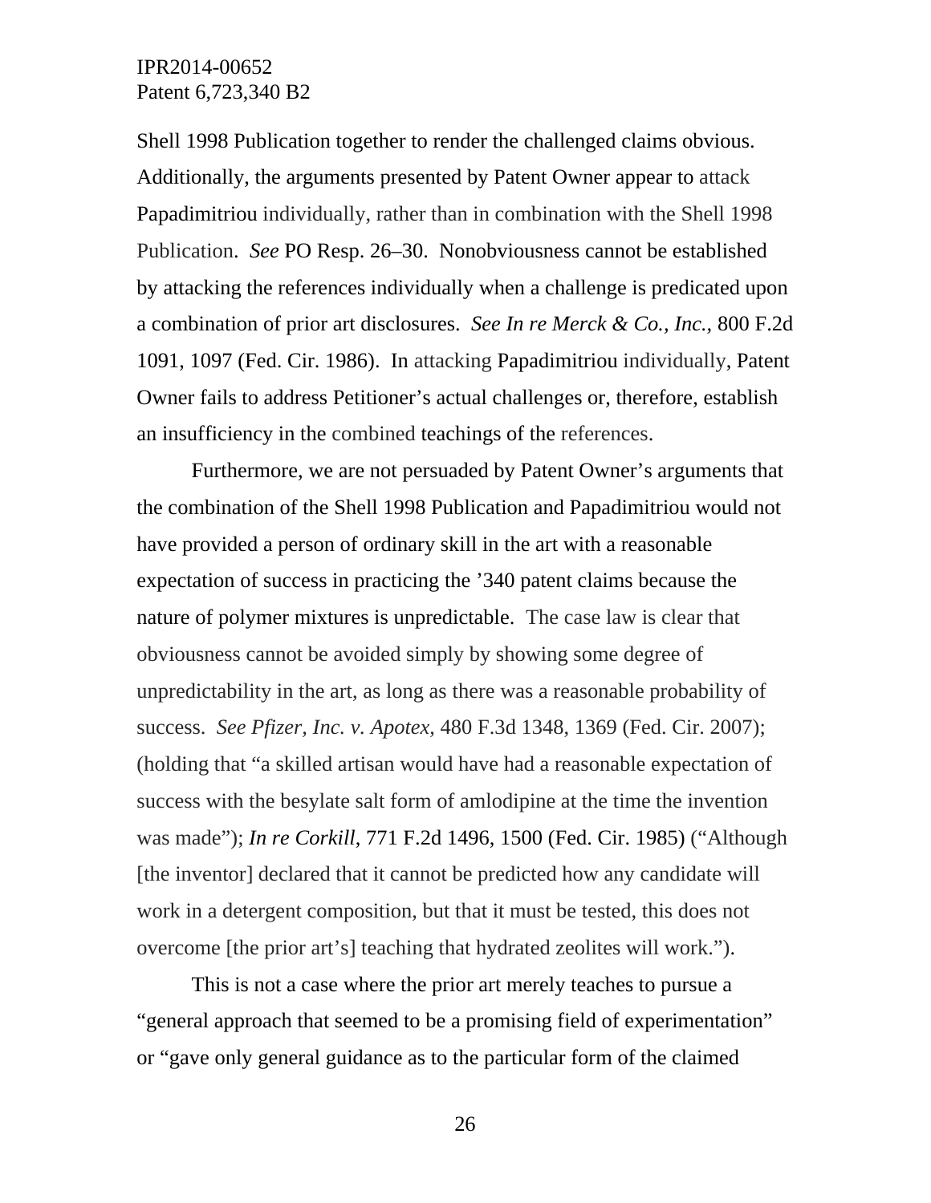Shell 1998 Publication together to render the challenged claims obvious. Additionally, the arguments presented by Patent Owner appear to attack Papadimitriou individually, rather than in combination with the Shell 1998 Publication. *See* PO Resp. 26–30. Nonobviousness cannot be established by attacking the references individually when a challenge is predicated upon a combination of prior art disclosures. *See In re Merck & Co., Inc.*, 800 F.2d 1091, 1097 (Fed. Cir. 1986). In attacking Papadimitriou individually, Patent Owner fails to address Petitioner's actual challenges or, therefore, establish an insufficiency in the combined teachings of the references.

Furthermore, we are not persuaded by Patent Owner's arguments that the combination of the Shell 1998 Publication and Papadimitriou would not have provided a person of ordinary skill in the art with a reasonable expectation of success in practicing the '340 patent claims because the nature of polymer mixtures is unpredictable. The case law is clear that obviousness cannot be avoided simply by showing some degree of unpredictability in the art, as long as there was a reasonable probability of success. *See Pfizer, Inc. v. Apotex*, 480 F.3d 1348, 1369 (Fed. Cir. 2007); (holding that "a skilled artisan would have had a reasonable expectation of success with the besylate salt form of amlodipine at the time the invention was made"); *In re Corkill*, 771 F.2d 1496, 1500 (Fed. Cir. 1985) ("Although [the inventor] declared that it cannot be predicted how any candidate will work in a detergent composition, but that it must be tested, this does not overcome [the prior art's] teaching that hydrated zeolites will work.").

This is not a case where the prior art merely teaches to pursue a "general approach that seemed to be a promising field of experimentation" or "gave only general guidance as to the particular form of the claimed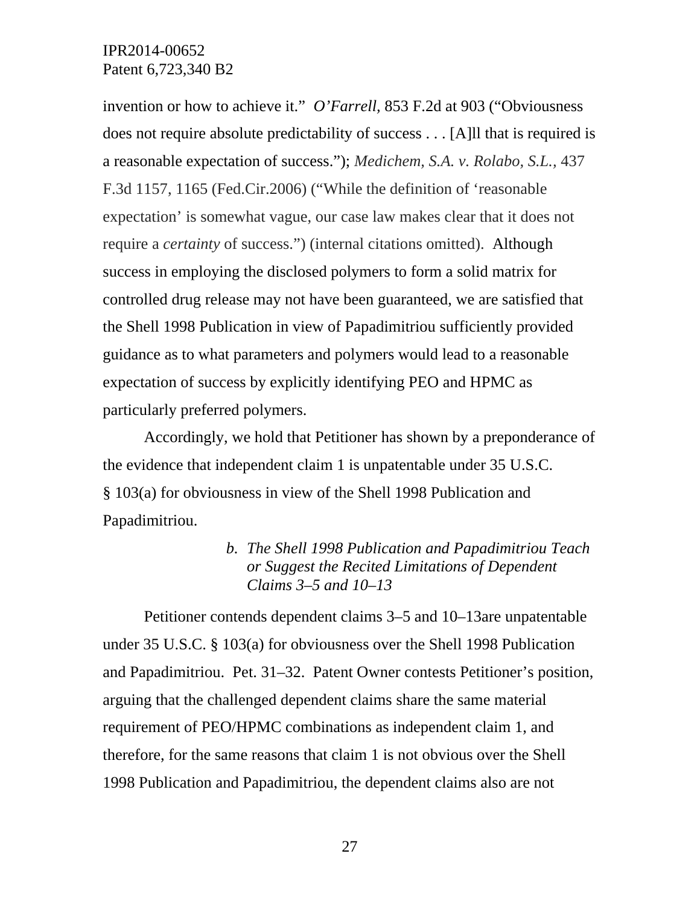invention or how to achieve it." *O'Farrell*, 853 F.2d at 903 ("Obviousness does not require absolute predictability of success . . . [A]ll that is required is a reasonable expectation of success."); *Medichem, S.A. v. Rolabo, S.L.*, 437 F.3d 1157, 1165 (Fed.Cir.2006) ("While the definition of 'reasonable expectation' is somewhat vague, our case law makes clear that it does not require a *certainty* of success.") (internal citations omitted). Although success in employing the disclosed polymers to form a solid matrix for controlled drug release may not have been guaranteed, we are satisfied that the Shell 1998 Publication in view of Papadimitriou sufficiently provided guidance as to what parameters and polymers would lead to a reasonable expectation of success by explicitly identifying PEO and HPMC as particularly preferred polymers.

Accordingly, we hold that Petitioner has shown by a preponderance of the evidence that independent claim 1 is unpatentable under 35 U.S.C. § 103(a) for obviousness in view of the Shell 1998 Publication and Papadimitriou.

*b. The Shell 1998 Publication and Papadimitriou Teach or Suggest the Recited Limitations of Dependent Claims 3–5 and 10–13*

Petitioner contends dependent claims 3–5 and 10–13are unpatentable under 35 U.S.C. § 103(a) for obviousness over the Shell 1998 Publication and Papadimitriou. Pet. 31–32. Patent Owner contests Petitioner's position, arguing that the challenged dependent claims share the same material requirement of PEO/HPMC combinations as independent claim 1, and therefore, for the same reasons that claim 1 is not obvious over the Shell 1998 Publication and Papadimitriou, the dependent claims also are not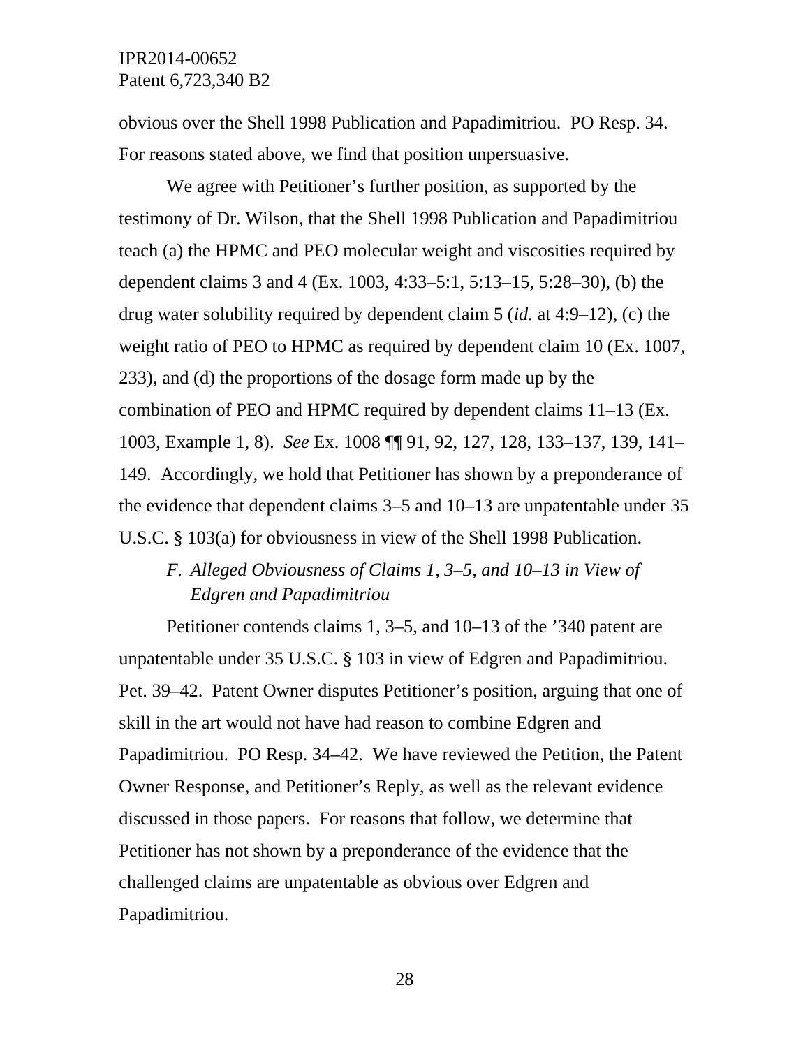obvious over the Shell 1998 Publication and Papadimitriou. PO Resp. 34. For reasons stated above, we find that position unpersuasive.

We agree with Petitioner's further position, as supported by the testimony of Dr. Wilson, that the Shell 1998 Publication and Papadimitriou teach (a) the HPMC and PEO molecular weight and viscosities required by dependent claims 3 and 4 (Ex. 1003, 4:33–5:1, 5:13–15, 5:28–30), (b) the drug water solubility required by dependent claim 5 (*id.* at 4:9–12), (c) the weight ratio of PEO to HPMC as required by dependent claim 10 (Ex. 1007, 233), and (d) the proportions of the dosage form made up by the combination of PEO and HPMC required by dependent claims 11–13 (Ex. 1003, Example 1, 8). *See* Ex. 1008 ¶¶ 91, 92, 127, 128, 133–137, 139, 141–149. Accordingly, we hold that Petitioner has shown by a preponderance of the evidence that dependent claims 3–5 and 10–13 are unpatentable under 35 U.S.C. § 103(a) for obviousness in view of the Shell 1998 Publication.

### *F. Alleged Obviousness of Claims 1, 3–5, and 10–13 in View of Edgren and Papadimitriou*

Petitioner contends claims 1, 3–5, and 10–13 of the '340 patent are unpatentable under 35 U.S.C. § 103 in view of Edgren and Papadimitriou. Pet. 39–42. Patent Owner disputes Petitioner's position, arguing that one of skill in the art would not have had reason to combine Edgren and Papadimitriou. PO Resp. 34–42. We have reviewed the Petition, the Patent Owner Response, and Petitioner's Reply, as well as the relevant evidence discussed in those papers. For reasons that follow, we determine that Petitioner has not shown by a preponderance of the evidence that the challenged claims are unpatentable as obvious over Edgren and Papadimitriou.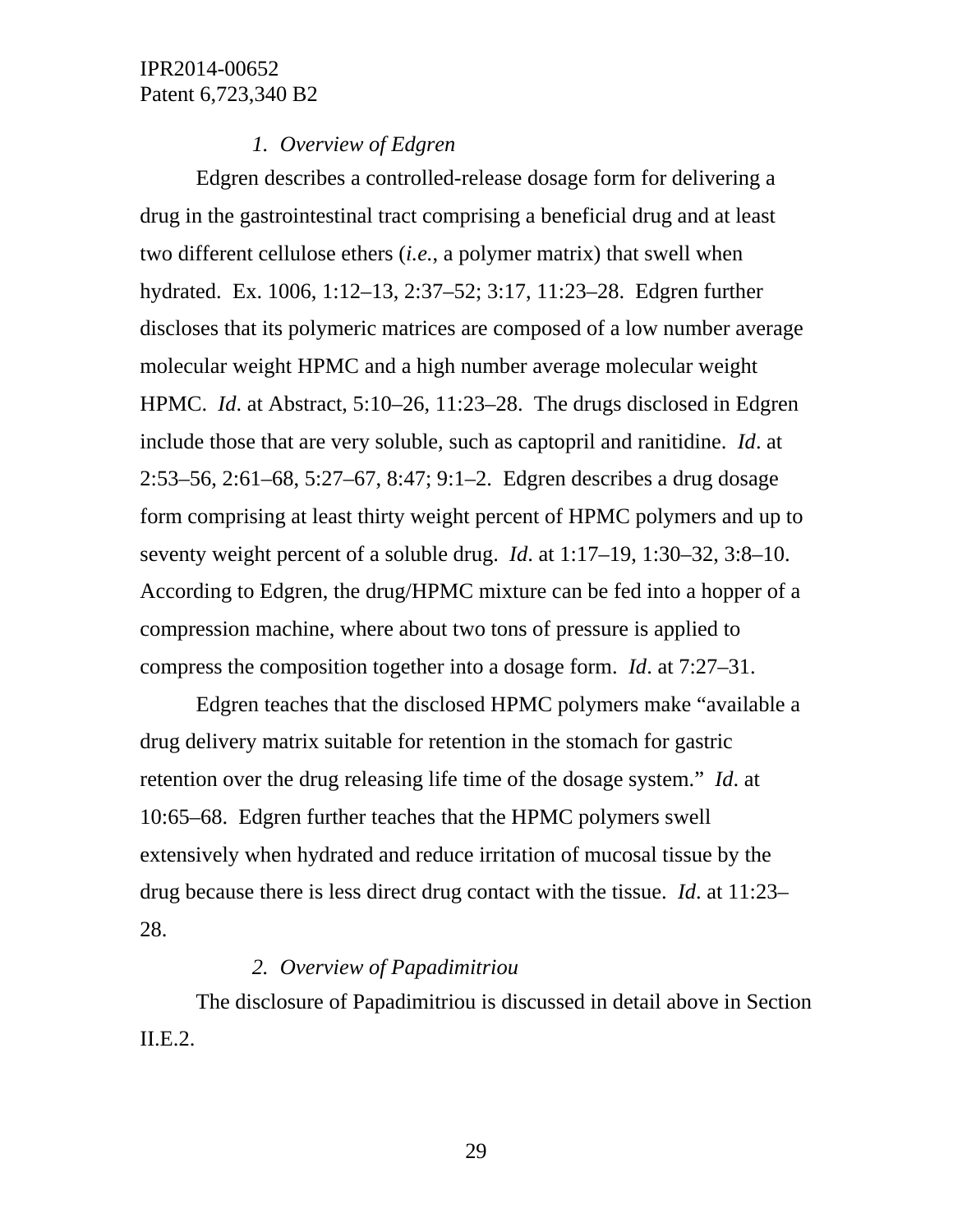*1. Overview of Edgren*

Edgren describes a controlled-release dosage form for delivering a drug in the gastrointestinal tract comprising a beneficial drug and at least two different cellulose ethers (*i.e.*, a polymer matrix) that swell when hydrated. Ex. 1006, 1:12–13, 2:37–52; 3:17, 11:23–28. Edgren further discloses that its polymeric matrices are composed of a low number average molecular weight HPMC and a high number average molecular weight HPMC. *Id*. at Abstract, 5:10–26, 11:23–28. The drugs disclosed in Edgren include those that are very soluble, such as captopril and ranitidine. *Id*. at 2:53–56, 2:61–68, 5:27–67, 8:47; 9:1–2. Edgren describes a drug dosage form comprising at least thirty weight percent of HPMC polymers and up to seventy weight percent of a soluble drug. *Id*. at 1:17–19, 1:30–32, 3:8–10. According to Edgren, the drug/HPMC mixture can be fed into a hopper of a compression machine, where about two tons of pressure is applied to compress the composition together into a dosage form. *Id*. at 7:27–31.

Edgren teaches that the disclosed HPMC polymers make "available a drug delivery matrix suitable for retention in the stomach for gastric retention over the drug releasing life time of the dosage system." *Id*. at 10:65–68. Edgren further teaches that the HPMC polymers swell extensively when hydrated and reduce irritation of mucosal tissue by the drug because there is less direct drug contact with the tissue. *Id*. at 11:23–28.

*2. Overview of Papadimitriou*

The disclosure of Papadimitriou is discussed in detail above in Section II.E.2.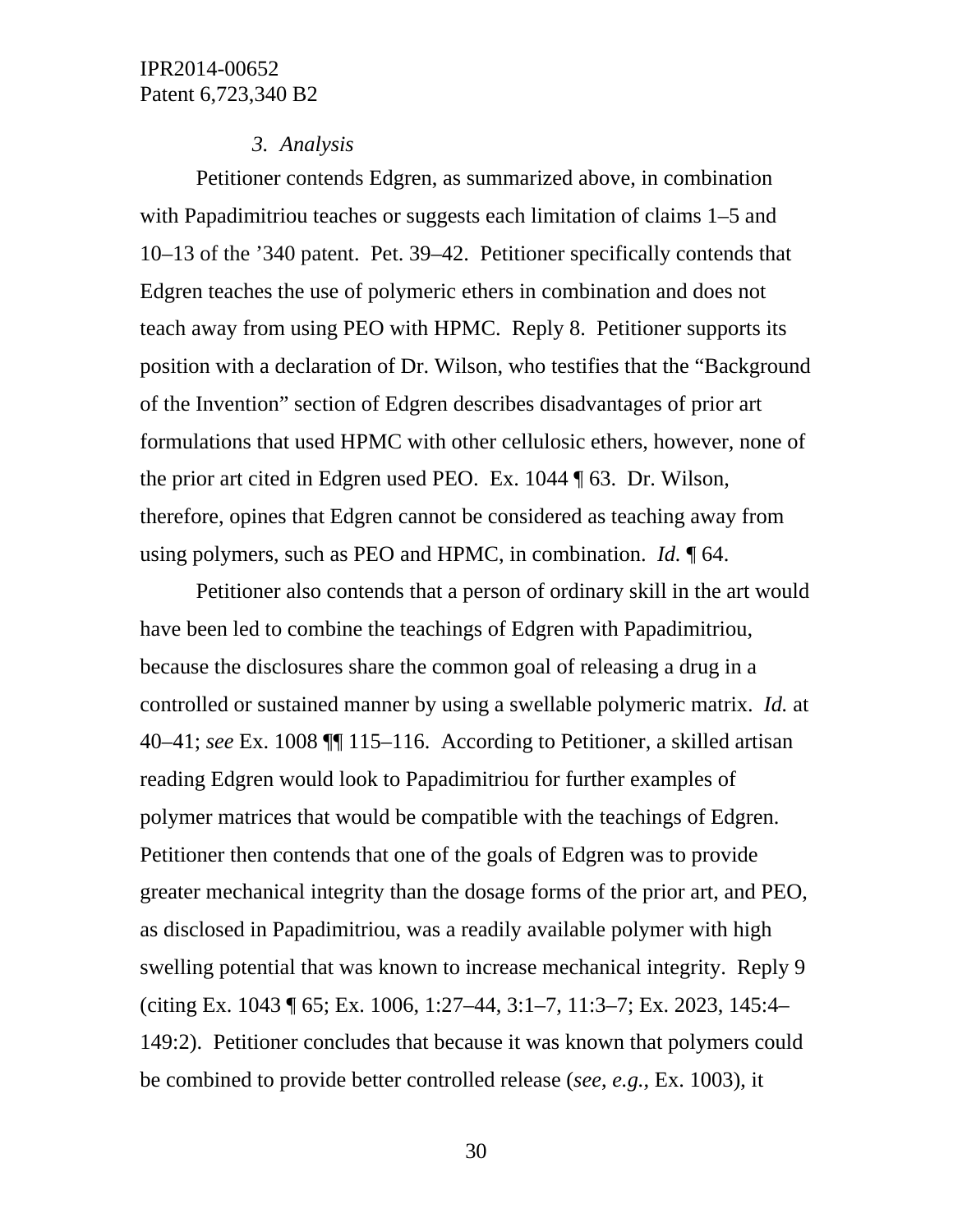### *3. Analysis*

Petitioner contends Edgren, as summarized above, in combination with Papadimitriou teaches or suggests each limitation of claims 1–5 and 10–13 of the ’340 patent. Pet. 39–42. Petitioner specifically contends that Edgren teaches the use of polymeric ethers in combination and does not teach away from using PEO with HPMC. Reply 8. Petitioner supports its position with a declaration of Dr. Wilson, who testifies that the “Background of the Invention” section of Edgren describes disadvantages of prior art formulations that used HPMC with other cellulosic ethers, however, none of the prior art cited in Edgren used PEO. Ex. 1044 ¶ 63. Dr. Wilson, therefore, opines that Edgren cannot be considered as teaching away from using polymers, such as PEO and HPMC, in combination. *Id.* ¶ 64.

Petitioner also contends that a person of ordinary skill in the art would have been led to combine the teachings of Edgren with Papadimitriou, because the disclosures share the common goal of releasing a drug in a controlled or sustained manner by using a swellable polymeric matrix. *Id.* at 40–41; *see* Ex. 1008 ¶¶ 115–116. According to Petitioner, a skilled artisan reading Edgren would look to Papadimitriou for further examples of polymer matrices that would be compatible with the teachings of Edgren. Petitioner then contends that one of the goals of Edgren was to provide greater mechanical integrity than the dosage forms of the prior art, and PEO, as disclosed in Papadimitriou, was a readily available polymer with high swelling potential that was known to increase mechanical integrity. Reply 9 (citing Ex. 1043 ¶ 65; Ex. 1006, 1:27–44, 3:1–7, 11:3–7; Ex. 2023, 145:4–149:2). Petitioner concludes that because it was known that polymers could be combined to provide better controlled release (*see*, *e.g.*, Ex. 1003), it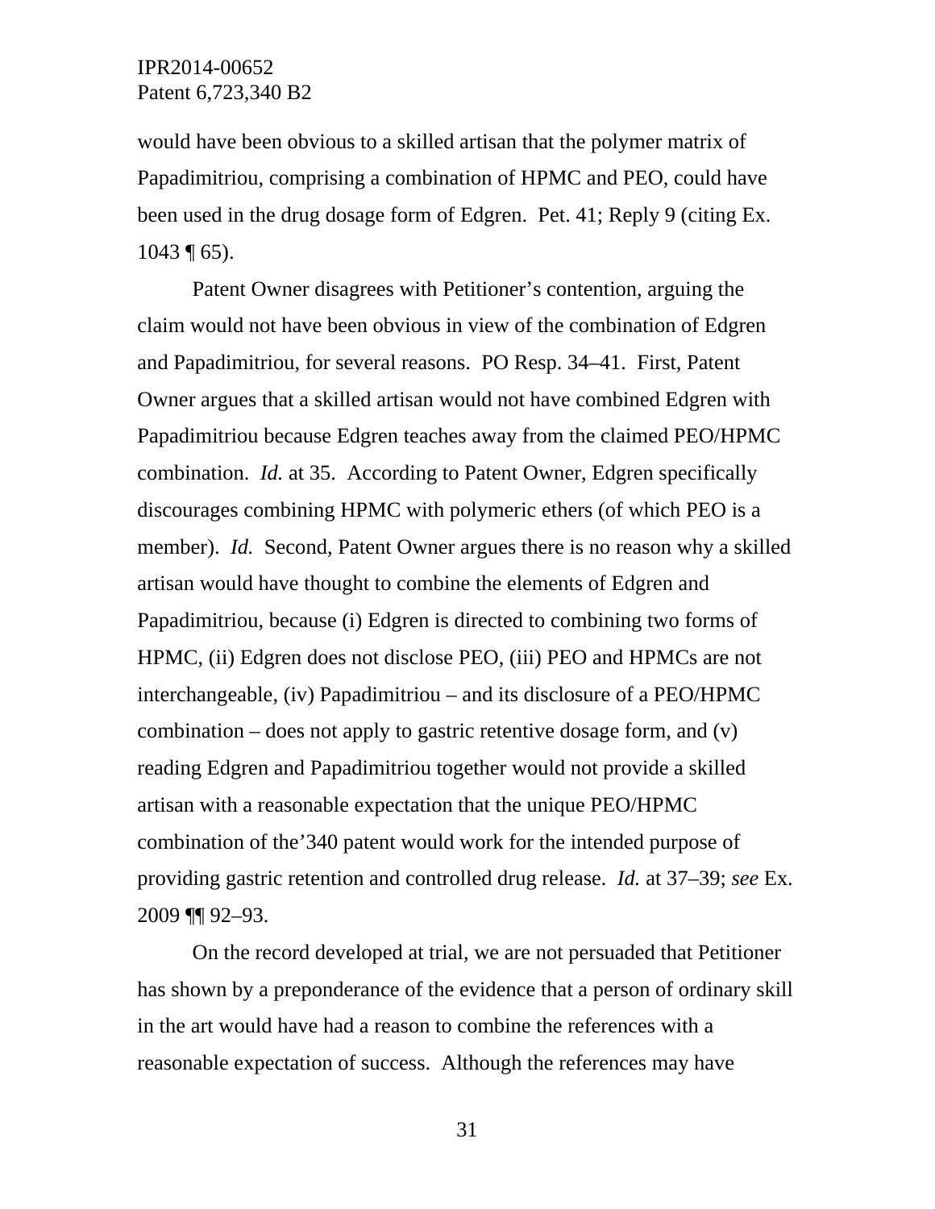would have been obvious to a skilled artisan that the polymer matrix of Papadimitriou, comprising a combination of HPMC and PEO, could have been used in the drug dosage form of Edgren. Pet. 41; Reply 9 (citing Ex. 1043 ¶ 65).

Patent Owner disagrees with Petitioner's contention, arguing the claim would not have been obvious in view of the combination of Edgren and Papadimitriou, for several reasons. PO Resp. 34–41. First, Patent Owner argues that a skilled artisan would not have combined Edgren with Papadimitriou because Edgren teaches away from the claimed PEO/HPMC combination. *Id.* at 35. According to Patent Owner, Edgren specifically discourages combining HPMC with polymeric ethers (of which PEO is a member). *Id.* Second, Patent Owner argues there is no reason why a skilled artisan would have thought to combine the elements of Edgren and Papadimitriou, because (i) Edgren is directed to combining two forms of HPMC, (ii) Edgren does not disclose PEO, (iii) PEO and HPMCs are not interchangeable, (iv) Papadimitriou – and its disclosure of a PEO/HPMC combination – does not apply to gastric retentive dosage form, and (v) reading Edgren and Papadimitriou together would not provide a skilled artisan with a reasonable expectation that the unique PEO/HPMC combination of the'340 patent would work for the intended purpose of providing gastric retention and controlled drug release. *Id.* at 37–39; *see* Ex. 2009 ¶¶ 92–93.

On the record developed at trial, we are not persuaded that Petitioner has shown by a preponderance of the evidence that a person of ordinary skill in the art would have had a reason to combine the references with a reasonable expectation of success. Although the references may have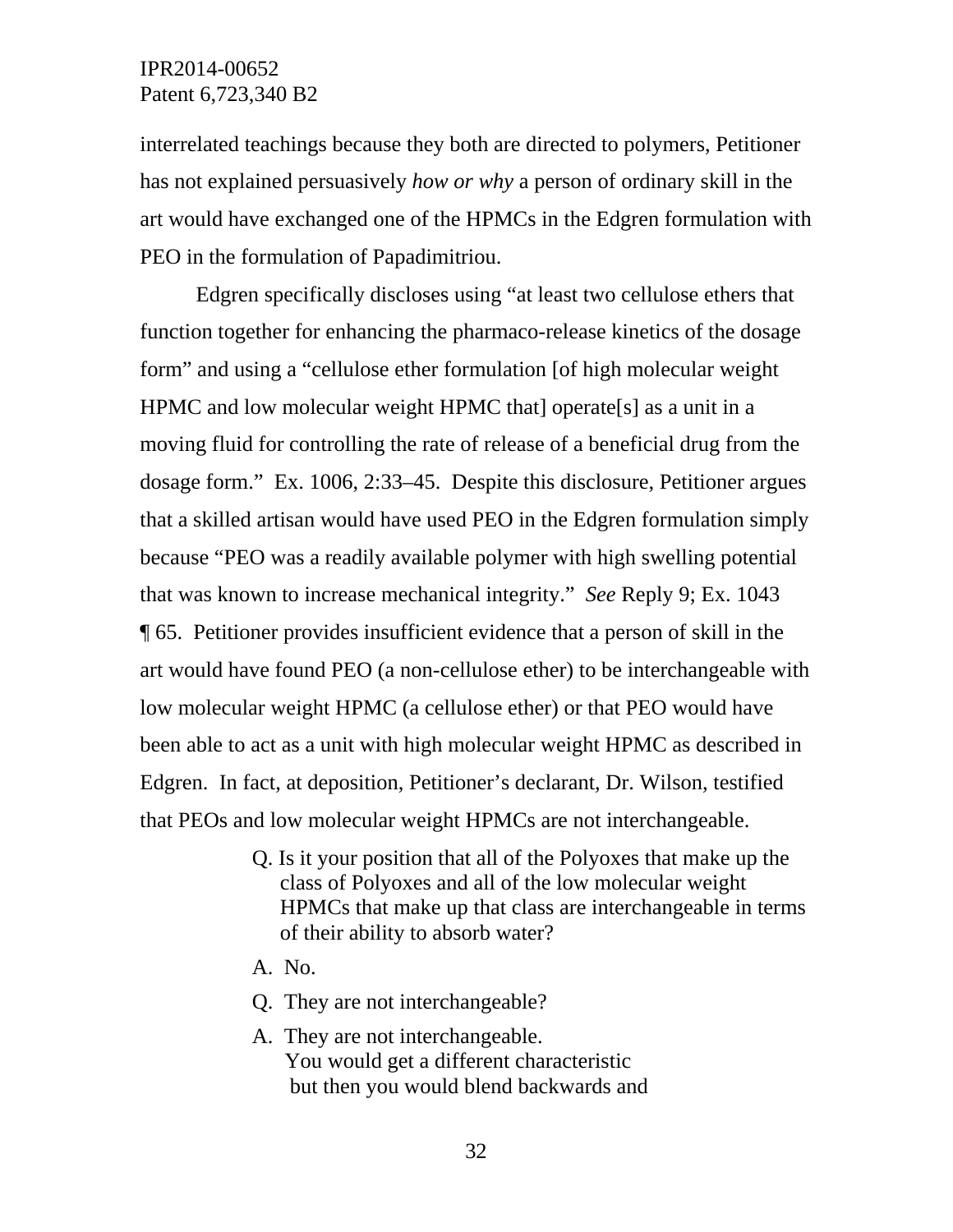interrelated teachings because they both are directed to polymers, Petitioner has not explained persuasively *how or why* a person of ordinary skill in the art would have exchanged one of the HPMCs in the Edgren formulation with PEO in the formulation of Papadimitriou.

Edgren specifically discloses using "at least two cellulose ethers that function together for enhancing the pharmaco-release kinetics of the dosage form" and using a "cellulose ether formulation [of high molecular weight HPMC and low molecular weight HPMC that] operate[s] as a unit in a moving fluid for controlling the rate of release of a beneficial drug from the dosage form." Ex. 1006, 2:33–45. Despite this disclosure, Petitioner argues that a skilled artisan would have used PEO in the Edgren formulation simply because "PEO was a readily available polymer with high swelling potential that was known to increase mechanical integrity." *See* Reply 9; Ex. 1043 ¶ 65. Petitioner provides insufficient evidence that a person of skill in the art would have found PEO (a non-cellulose ether) to be interchangeable with low molecular weight HPMC (a cellulose ether) or that PEO would have been able to act as a unit with high molecular weight HPMC as described in Edgren. In fact, at deposition, Petitioner's declarant, Dr. Wilson, testified that PEOs and low molecular weight HPMCs are not interchangeable.

> Q. Is it your position that all of the Polyoxes that make up the class of Polyoxes and all of the low molecular weight HPMCs that make up that class are interchangeable in terms of their ability to absorb water?
>
> A. No.
>
> Q. They are not interchangeable?
>
> A. They are not interchangeable.
> You would get a different characteristic
> but then you would blend backwards and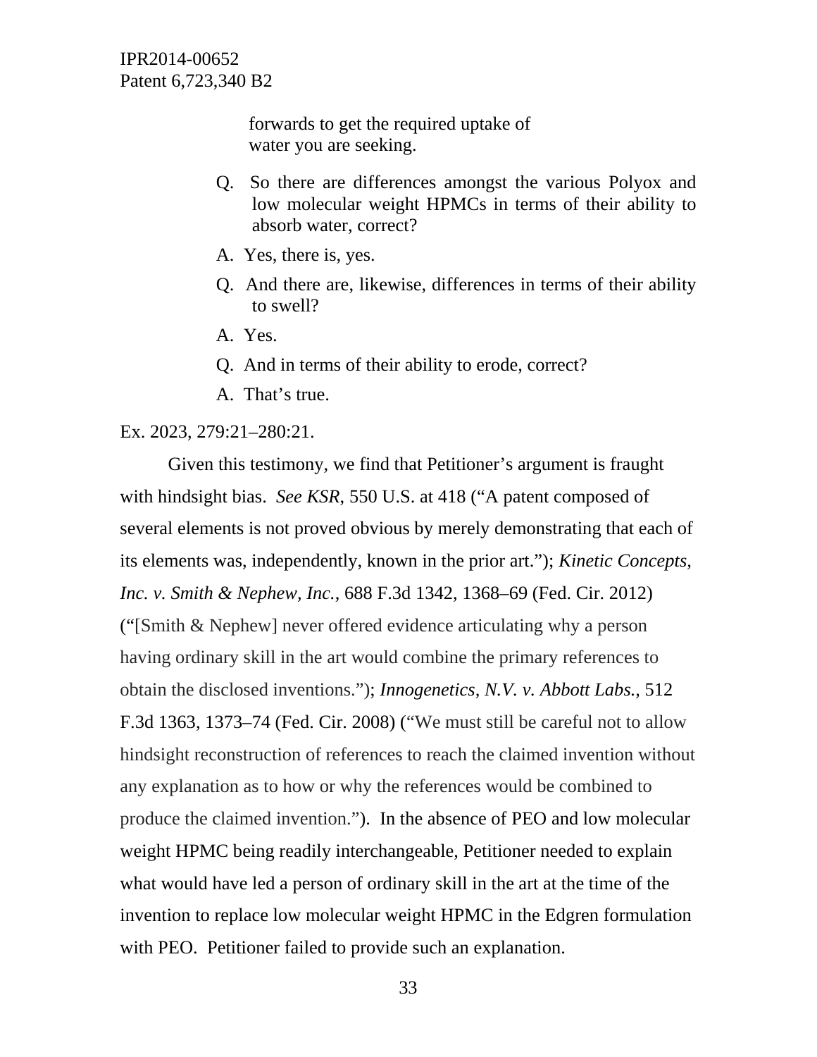> forwards to get the required uptake of water you are seeking.
>
> Q. So there are differences amongst the various Polyox and low molecular weight HPMCs in terms of their ability to absorb water, correct?
>
> A. Yes, there is, yes.
>
> Q. And there are, likewise, differences in terms of their ability to swell?
>
> A. Yes.
>
> Q. And in terms of their ability to erode, correct?
>
> A. That's true.

Ex. 2023, 279:21–280:21.

Given this testimony, we find that Petitioner's argument is fraught with hindsight bias. *See KSR*, 550 U.S. at 418 ("A patent composed of several elements is not proved obvious by merely demonstrating that each of its elements was, independently, known in the prior art."); *Kinetic Concepts, Inc. v. Smith & Nephew, Inc.*, 688 F.3d 1342, 1368–69 (Fed. Cir. 2012) ("[Smith & Nephew] never offered evidence articulating why a person having ordinary skill in the art would combine the primary references to obtain the disclosed inventions."); *Innogenetics, N.V. v. Abbott Labs.*, 512 F.3d 1363, 1373–74 (Fed. Cir. 2008) ("We must still be careful not to allow hindsight reconstruction of references to reach the claimed invention without any explanation as to how or why the references would be combined to produce the claimed invention."). In the absence of PEO and low molecular weight HPMC being readily interchangeable, Petitioner needed to explain what would have led a person of ordinary skill in the art at the time of the invention to replace low molecular weight HPMC in the Edgren formulation with PEO. Petitioner failed to provide such an explanation.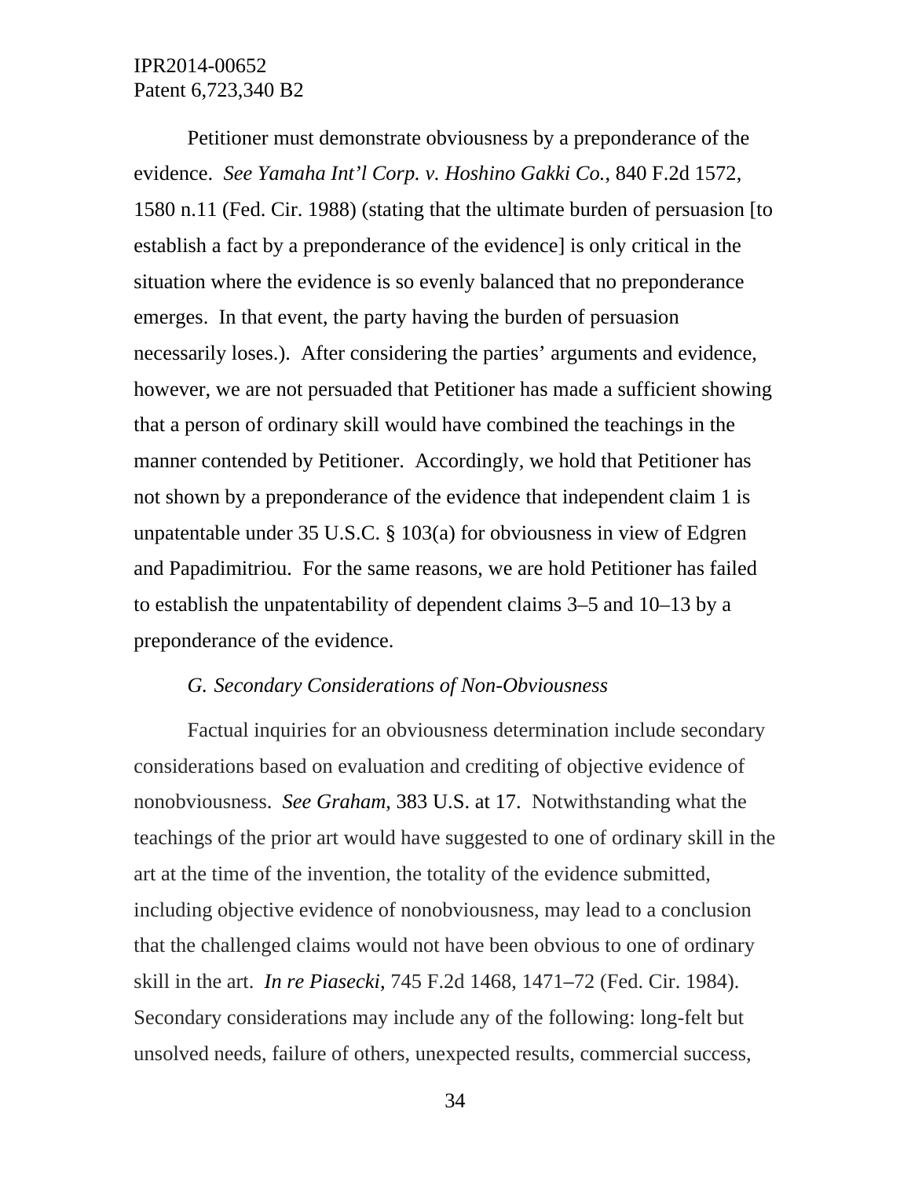Petitioner must demonstrate obviousness by a preponderance of the evidence. *See Yamaha Int'l Corp. v. Hoshino Gakki Co.*, 840 F.2d 1572, 1580 n.11 (Fed. Cir. 1988) (stating that the ultimate burden of persuasion [to establish a fact by a preponderance of the evidence] is only critical in the situation where the evidence is so evenly balanced that no preponderance emerges. In that event, the party having the burden of persuasion necessarily loses.). After considering the parties' arguments and evidence, however, we are not persuaded that Petitioner has made a sufficient showing that a person of ordinary skill would have combined the teachings in the manner contended by Petitioner. Accordingly, we hold that Petitioner has not shown by a preponderance of the evidence that independent claim 1 is unpatentable under 35 U.S.C. § 103(a) for obviousness in view of Edgren and Papadimitriou. For the same reasons, we are hold Petitioner has failed to establish the unpatentability of dependent claims 3–5 and 10–13 by a preponderance of the evidence.

### *G. Secondary Considerations of Non-Obviousness*

Factual inquiries for an obviousness determination include secondary considerations based on evaluation and crediting of objective evidence of nonobviousness. *See Graham*, 383 U.S. at 17. Notwithstanding what the teachings of the prior art would have suggested to one of ordinary skill in the art at the time of the invention, the totality of the evidence submitted, including objective evidence of nonobviousness, may lead to a conclusion that the challenged claims would not have been obvious to one of ordinary skill in the art. *In re Piasecki*, 745 F.2d 1468, 1471–72 (Fed. Cir. 1984). Secondary considerations may include any of the following: long-felt but unsolved needs, failure of others, unexpected results, commercial success,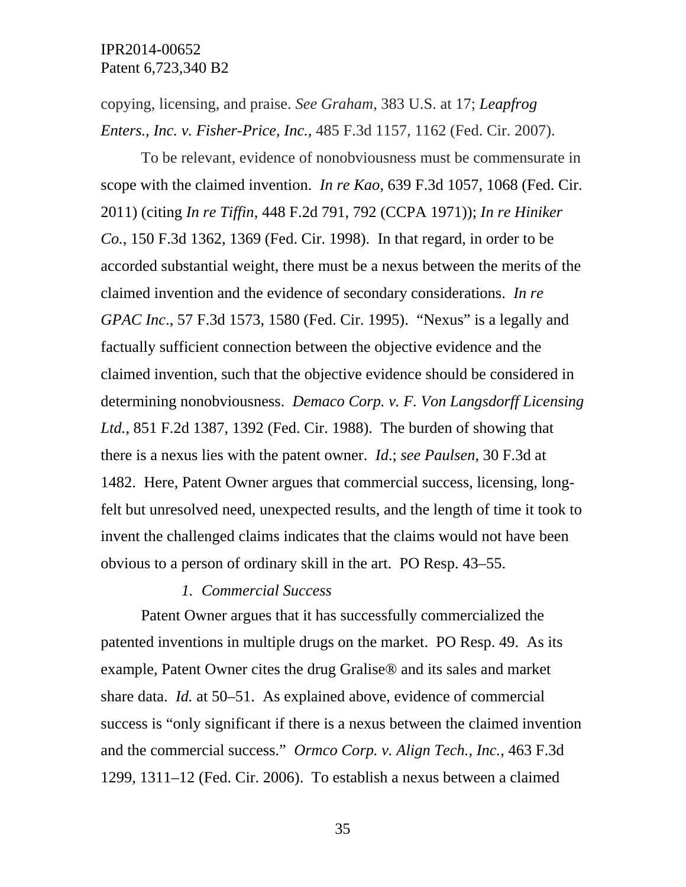copying, licensing, and praise. *See Graham*, 383 U.S. at 17; *Leapfrog Enters., Inc. v. Fisher-Price, Inc.*, 485 F.3d 1157, 1162 (Fed. Cir. 2007).

To be relevant, evidence of nonobviousness must be commensurate in scope with the claimed invention. *In re Kao*, 639 F.3d 1057, 1068 (Fed. Cir. 2011) (citing *In re Tiffin*, 448 F.2d 791, 792 (CCPA 1971)); *In re Hiniker Co.*, 150 F.3d 1362, 1369 (Fed. Cir. 1998). In that regard, in order to be accorded substantial weight, there must be a nexus between the merits of the claimed invention and the evidence of secondary considerations. *In re GPAC Inc.*, 57 F.3d 1573, 1580 (Fed. Cir. 1995). "Nexus" is a legally and factually sufficient connection between the objective evidence and the claimed invention, such that the objective evidence should be considered in determining nonobviousness. *Demaco Corp. v. F. Von Langsdorff Licensing Ltd.*, 851 F.2d 1387, 1392 (Fed. Cir. 1988). The burden of showing that there is a nexus lies with the patent owner. *Id*.; *see Paulsen*, 30 F.3d at 1482. Here, Patent Owner argues that commercial success, licensing, long-felt but unresolved need, unexpected results, and the length of time it took to invent the challenged claims indicates that the claims would not have been obvious to a person of ordinary skill in the art. PO Resp. 43–55.

*1. Commercial Success*

Patent Owner argues that it has successfully commercialized the patented inventions in multiple drugs on the market. PO Resp. 49. As its example, Patent Owner cites the drug Gralise® and its sales and market share data. *Id.* at 50–51. As explained above, evidence of commercial success is "only significant if there is a nexus between the claimed invention and the commercial success." *Ormco Corp. v. Align Tech., Inc.*, 463 F.3d 1299, 1311–12 (Fed. Cir. 2006). To establish a nexus between a claimed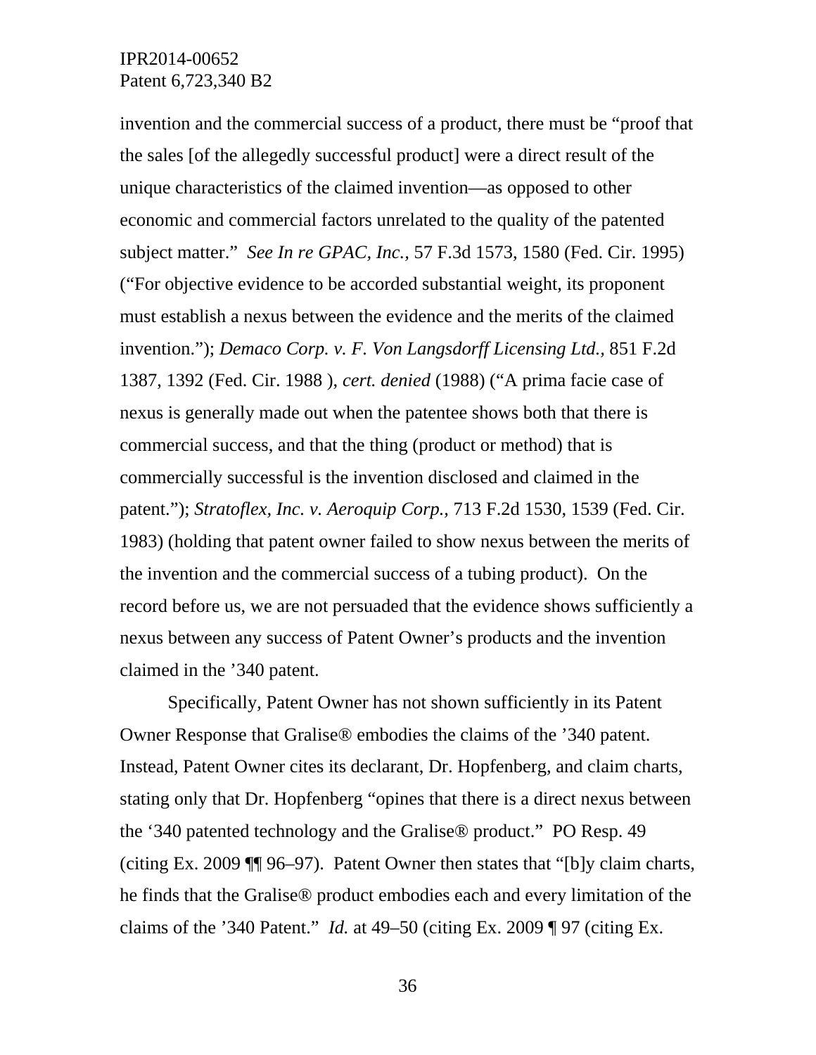invention and the commercial success of a product, there must be "proof that the sales [of the allegedly successful product] were a direct result of the unique characteristics of the claimed invention—as opposed to other economic and commercial factors unrelated to the quality of the patented subject matter." *See In re GPAC, Inc.*, 57 F.3d 1573, 1580 (Fed. Cir. 1995) ("For objective evidence to be accorded substantial weight, its proponent must establish a nexus between the evidence and the merits of the claimed invention."); *Demaco Corp. v. F. Von Langsdorff Licensing Ltd.*, 851 F.2d 1387, 1392 (Fed. Cir. 1988 ), *cert. denied* (1988) ("A prima facie case of nexus is generally made out when the patentee shows both that there is commercial success, and that the thing (product or method) that is commercially successful is the invention disclosed and claimed in the patent."); *Stratoflex, Inc. v. Aeroquip Corp.*, 713 F.2d 1530, 1539 (Fed. Cir. 1983) (holding that patent owner failed to show nexus between the merits of the invention and the commercial success of a tubing product). On the record before us, we are not persuaded that the evidence shows sufficiently a nexus between any success of Patent Owner's products and the invention claimed in the '340 patent.

Specifically, Patent Owner has not shown sufficiently in its Patent Owner Response that Gralise® embodies the claims of the '340 patent. Instead, Patent Owner cites its declarant, Dr. Hopfenberg, and claim charts, stating only that Dr. Hopfenberg "opines that there is a direct nexus between the '340 patented technology and the Gralise® product." PO Resp. 49 (citing Ex. 2009 ¶¶ 96–97). Patent Owner then states that "[b]y claim charts, he finds that the Gralise® product embodies each and every limitation of the claims of the '340 Patent." *Id.* at 49–50 (citing Ex. 2009 ¶ 97 (citing Ex.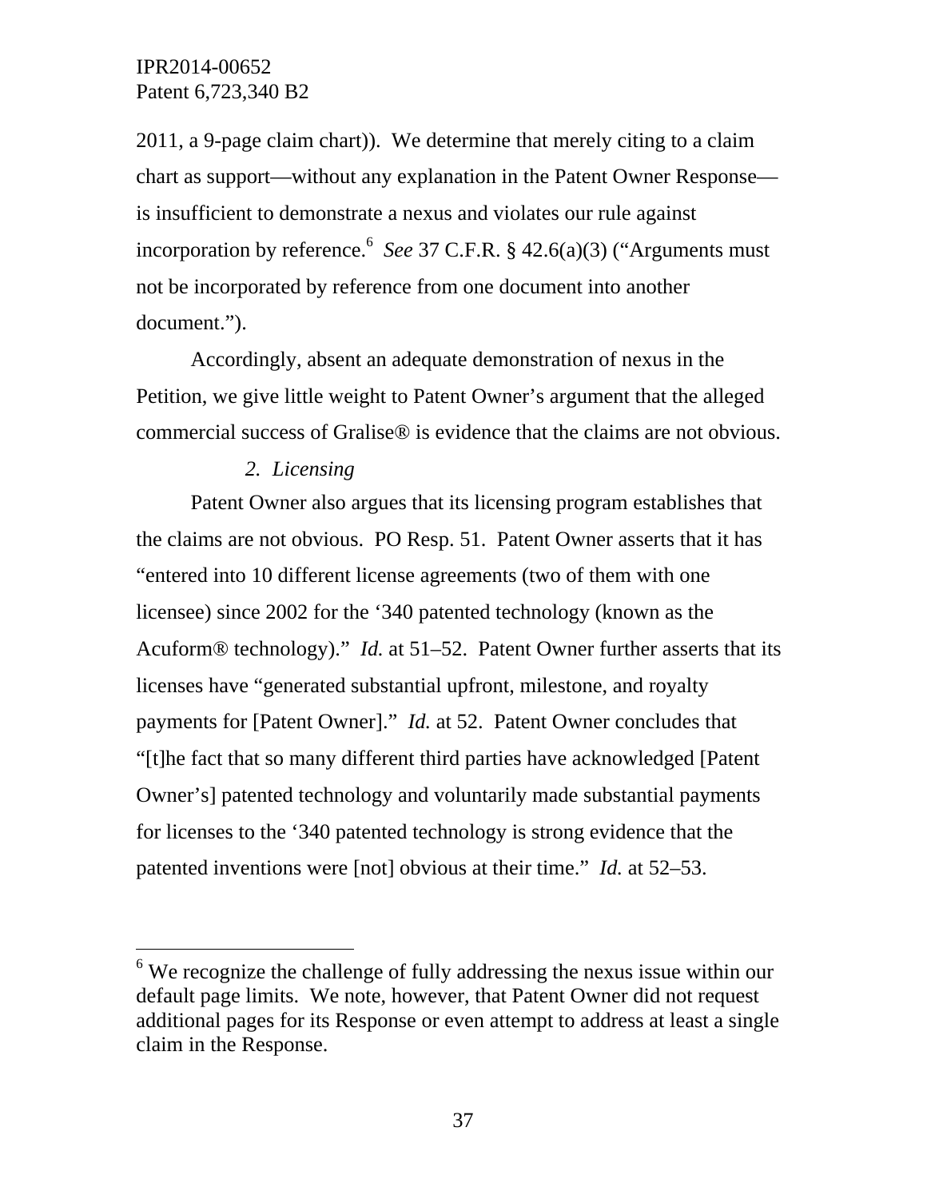2011, a 9-page claim chart)). We determine that merely citing to a claim chart as support—without any explanation in the Patent Owner Response—is insufficient to demonstrate a nexus and violates our rule against incorporation by reference.[6] *See* 37 C.F.R. § 42.6(a)(3) ("Arguments must not be incorporated by reference from one document into another document.").

Accordingly, absent an adequate demonstration of nexus in the Petition, we give little weight to Patent Owner's argument that the alleged commercial success of Gralise® is evidence that the claims are not obvious.

*2. Licensing*

Patent Owner also argues that its licensing program establishes that the claims are not obvious. PO Resp. 51. Patent Owner asserts that it has "entered into 10 different license agreements (two of them with one licensee) since 2002 for the '340 patented technology (known as the Acuform® technology)." *Id.* at 51–52. Patent Owner further asserts that its licenses have "generated substantial upfront, milestone, and royalty payments for [Patent Owner]." *Id.* at 52. Patent Owner concludes that "[t]he fact that so many different third parties have acknowledged [Patent Owner's] patented technology and voluntarily made substantial payments for licenses to the '340 patented technology is strong evidence that the patented inventions were [not] obvious at their time." *Id.* at 52–53.

---

[6] We recognize the challenge of fully addressing the nexus issue within our default page limits. We note, however, that Patent Owner did not request additional pages for its Response or even attempt to address at least a single claim in the Response.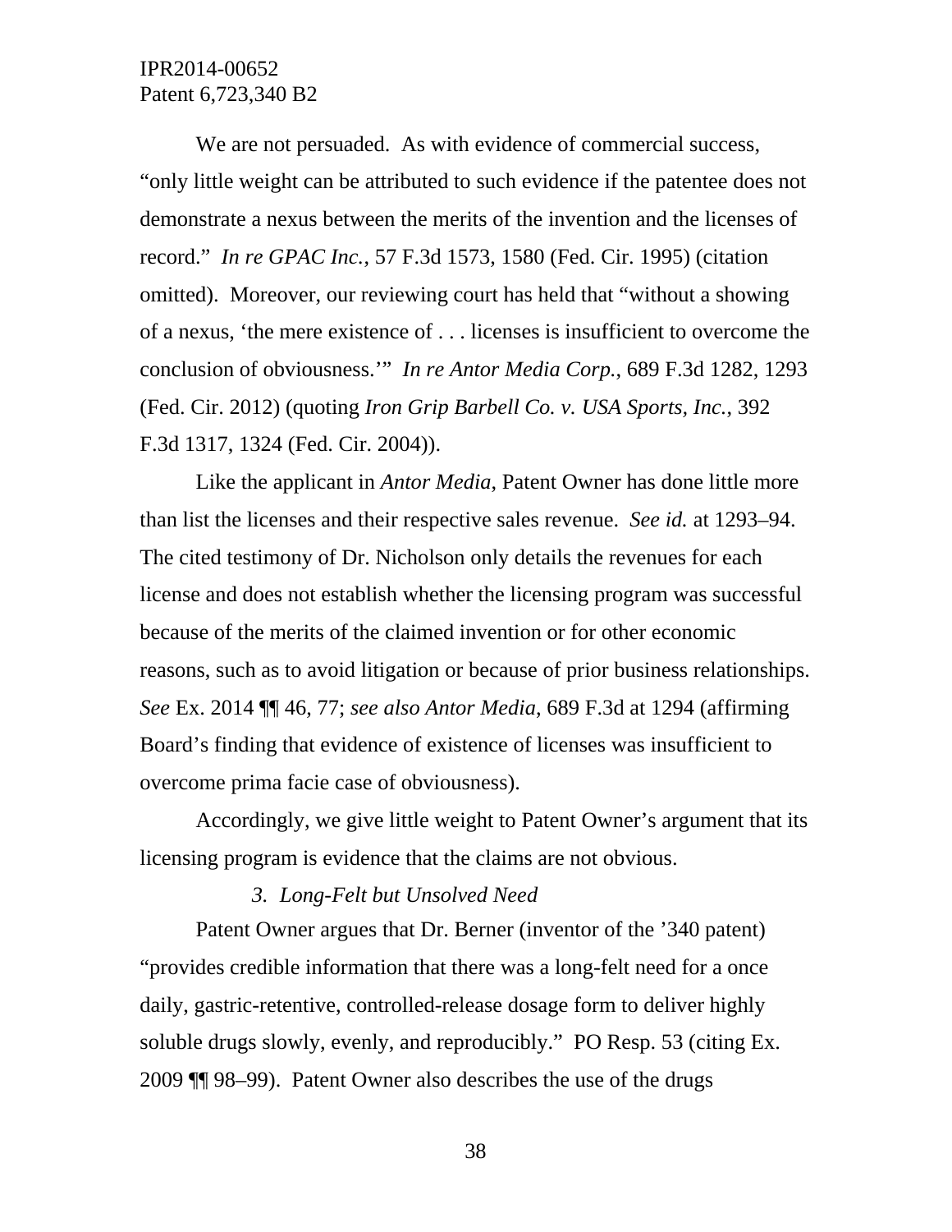We are not persuaded. As with evidence of commercial success, "only little weight can be attributed to such evidence if the patentee does not demonstrate a nexus between the merits of the invention and the licenses of record." *In re GPAC Inc.*, 57 F.3d 1573, 1580 (Fed. Cir. 1995) (citation omitted). Moreover, our reviewing court has held that "without a showing of a nexus, 'the mere existence of . . . licenses is insufficient to overcome the conclusion of obviousness.'" *In re Antor Media Corp.*, 689 F.3d 1282, 1293 (Fed. Cir. 2012) (quoting *Iron Grip Barbell Co. v. USA Sports, Inc.*, 392 F.3d 1317, 1324 (Fed. Cir. 2004)).

Like the applicant in *Antor Media*, Patent Owner has done little more than list the licenses and their respective sales revenue. *See id.* at 1293–94. The cited testimony of Dr. Nicholson only details the revenues for each license and does not establish whether the licensing program was successful because of the merits of the claimed invention or for other economic reasons, such as to avoid litigation or because of prior business relationships. *See* Ex. 2014 ¶¶ 46, 77; *see also Antor Media*, 689 F.3d at 1294 (affirming Board's finding that evidence of existence of licenses was insufficient to overcome prima facie case of obviousness).

Accordingly, we give little weight to Patent Owner's argument that its licensing program is evidence that the claims are not obvious.

### *3. Long-Felt but Unsolved Need*

Patent Owner argues that Dr. Berner (inventor of the '340 patent) "provides credible information that there was a long-felt need for a once daily, gastric-retentive, controlled-release dosage form to deliver highly soluble drugs slowly, evenly, and reproducibly." PO Resp. 53 (citing Ex. 2009 ¶¶ 98–99). Patent Owner also describes the use of the drugs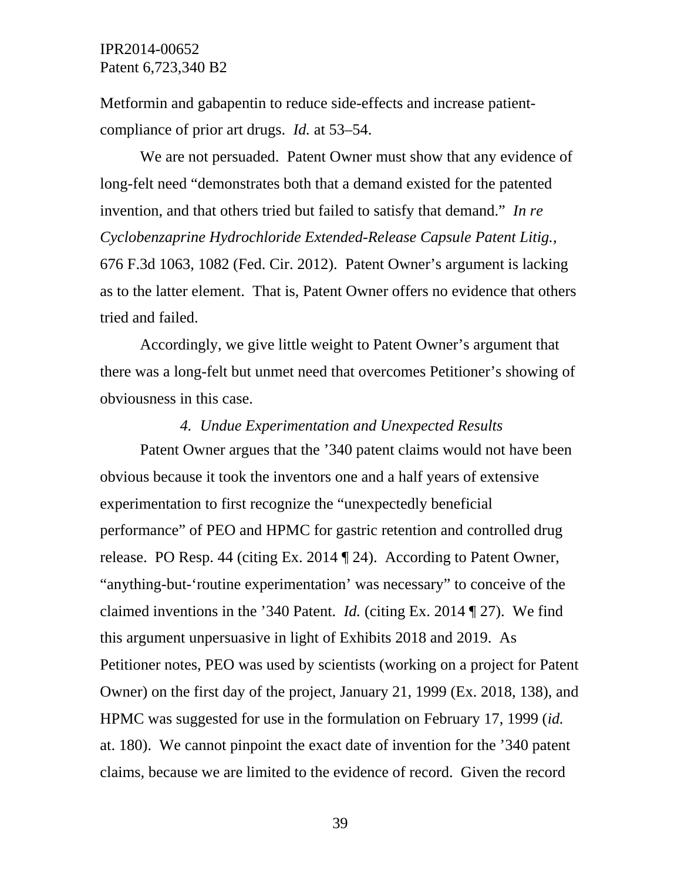Metformin and gabapentin to reduce side-effects and increase patient-compliance of prior art drugs. *Id.* at 53–54.

We are not persuaded. Patent Owner must show that any evidence of long-felt need "demonstrates both that a demand existed for the patented invention, and that others tried but failed to satisfy that demand." *In re Cyclobenzaprine Hydrochloride Extended-Release Capsule Patent Litig.*, 676 F.3d 1063, 1082 (Fed. Cir. 2012). Patent Owner's argument is lacking as to the latter element. That is, Patent Owner offers no evidence that others tried and failed.

Accordingly, we give little weight to Patent Owner's argument that there was a long-felt but unmet need that overcomes Petitioner's showing of obviousness in this case.

*4. Undue Experimentation and Unexpected Results*

Patent Owner argues that the '340 patent claims would not have been obvious because it took the inventors one and a half years of extensive experimentation to first recognize the "unexpectedly beneficial performance" of PEO and HPMC for gastric retention and controlled drug release. PO Resp. 44 (citing Ex. 2014 ¶ 24). According to Patent Owner, "anything-but-'routine experimentation' was necessary" to conceive of the claimed inventions in the '340 Patent. *Id.* (citing Ex. 2014 ¶ 27). We find this argument unpersuasive in light of Exhibits 2018 and 2019. As Petitioner notes, PEO was used by scientists (working on a project for Patent Owner) on the first day of the project, January 21, 1999 (Ex. 2018, 138), and HPMC was suggested for use in the formulation on February 17, 1999 (*id.* at. 180). We cannot pinpoint the exact date of invention for the '340 patent claims, because we are limited to the evidence of record. Given the record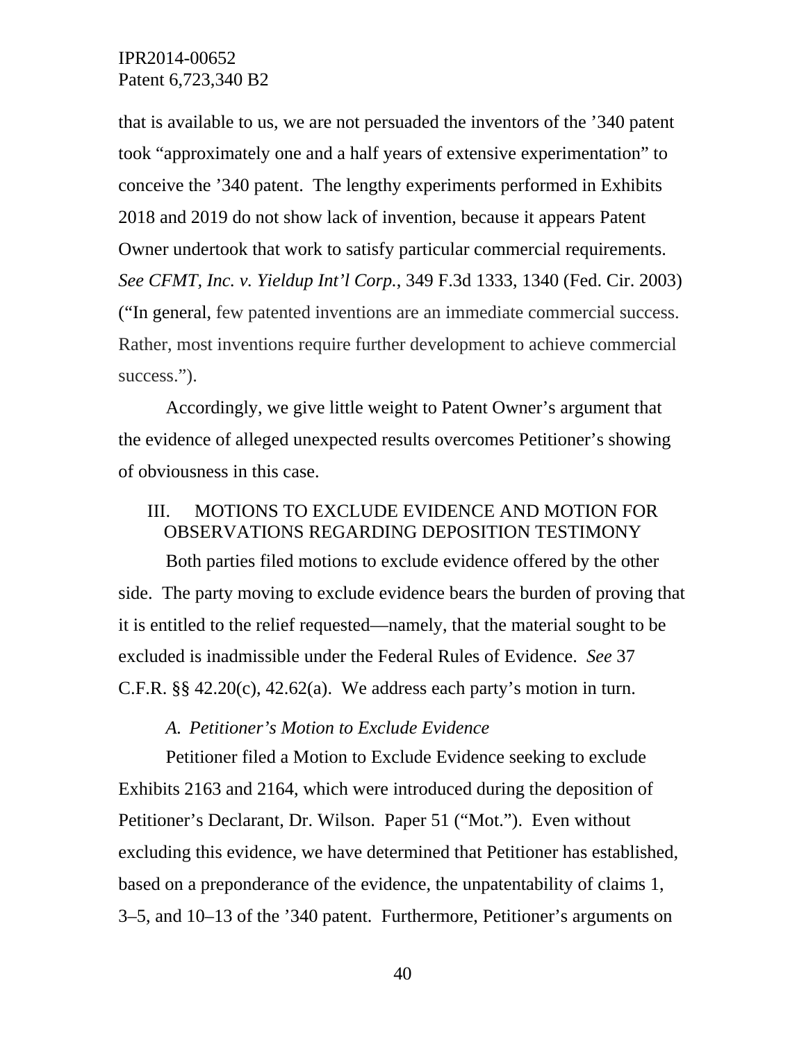that is available to us, we are not persuaded the inventors of the ’340 patent took “approximately one and a half years of extensive experimentation” to conceive the ’340 patent. The lengthy experiments performed in Exhibits 2018 and 2019 do not show lack of invention, because it appears Patent Owner undertook that work to satisfy particular commercial requirements. *See CFMT, Inc. v. Yieldup Int’l Corp.*, 349 F.3d 1333, 1340 (Fed. Cir. 2003) (“In general, few patented inventions are an immediate commercial success. Rather, most inventions require further development to achieve commercial success.”).

Accordingly, we give little weight to Patent Owner’s argument that the evidence of alleged unexpected results overcomes Petitioner’s showing of obviousness in this case.

## III. MOTIONS TO EXCLUDE EVIDENCE AND MOTION FOR OBSERVATIONS REGARDING DEPOSITION TESTIMONY

Both parties filed motions to exclude evidence offered by the other side. The party moving to exclude evidence bears the burden of proving that it is entitled to the relief requested—namely, that the material sought to be excluded is inadmissible under the Federal Rules of Evidence. *See* 37 C.F.R. §§ 42.20(c), 42.62(a). We address each party’s motion in turn.

### *A. Petitioner’s Motion to Exclude Evidence*

Petitioner filed a Motion to Exclude Evidence seeking to exclude Exhibits 2163 and 2164, which were introduced during the deposition of Petitioner’s Declarant, Dr. Wilson. Paper 51 (“Mot.”). Even without excluding this evidence, we have determined that Petitioner has established, based on a preponderance of the evidence, the unpatentability of claims 1, 3–5, and 10–13 of the ’340 patent. Furthermore, Petitioner’s arguments on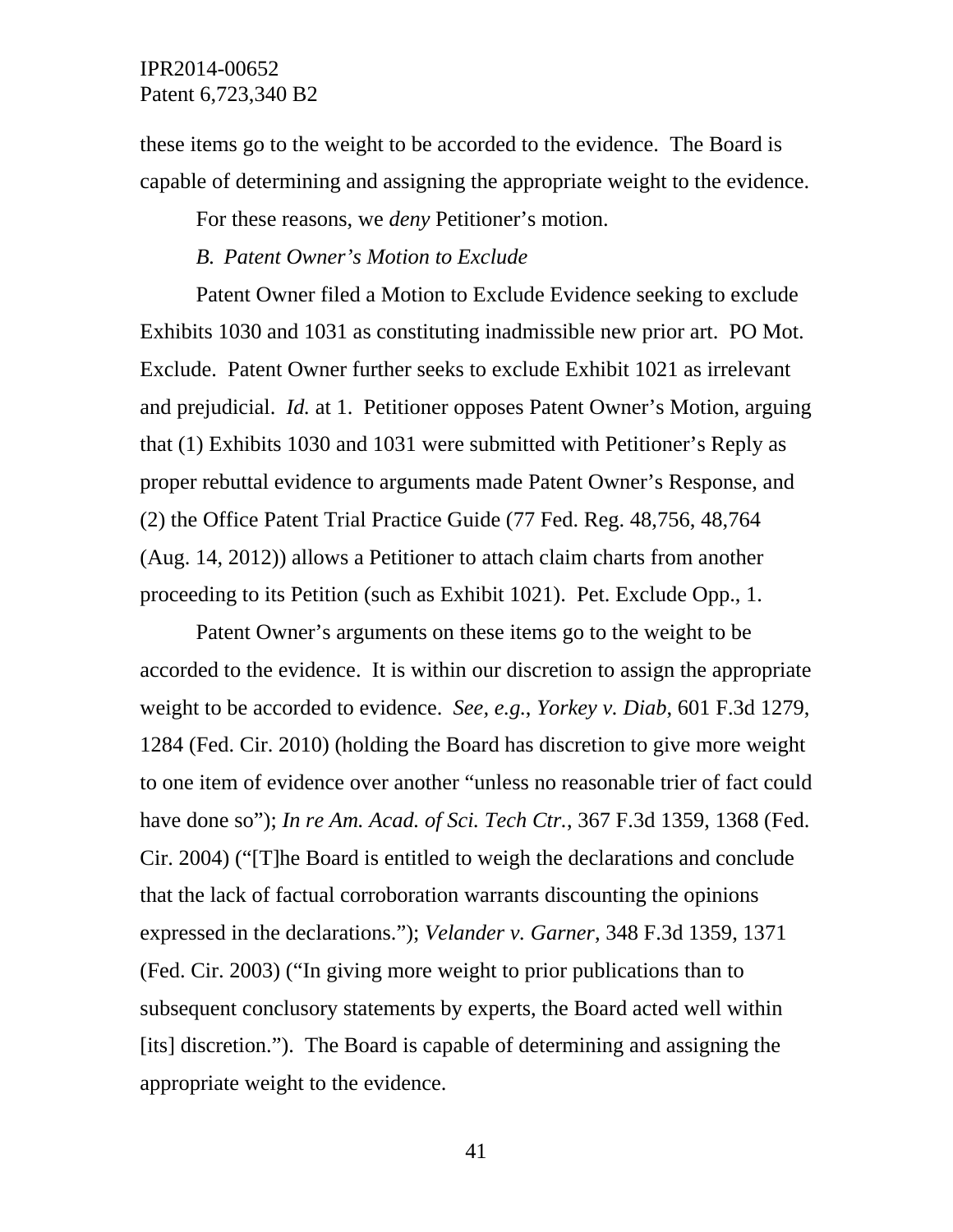these items go to the weight to be accorded to the evidence. The Board is capable of determining and assigning the appropriate weight to the evidence.

For these reasons, we *deny* Petitioner's motion.

*B. Patent Owner's Motion to Exclude*

Patent Owner filed a Motion to Exclude Evidence seeking to exclude Exhibits 1030 and 1031 as constituting inadmissible new prior art. PO Mot. Exclude. Patent Owner further seeks to exclude Exhibit 1021 as irrelevant and prejudicial. *Id.* at 1. Petitioner opposes Patent Owner's Motion, arguing that (1) Exhibits 1030 and 1031 were submitted with Petitioner's Reply as proper rebuttal evidence to arguments made Patent Owner's Response, and (2) the Office Patent Trial Practice Guide (77 Fed. Reg. 48,756, 48,764 (Aug. 14, 2012)) allows a Petitioner to attach claim charts from another proceeding to its Petition (such as Exhibit 1021). Pet. Exclude Opp., 1.

Patent Owner's arguments on these items go to the weight to be accorded to the evidence. It is within our discretion to assign the appropriate weight to be accorded to evidence. *See, e.g.*, *Yorkey v. Diab*, 601 F.3d 1279, 1284 (Fed. Cir. 2010) (holding the Board has discretion to give more weight to one item of evidence over another "unless no reasonable trier of fact could have done so"); *In re Am. Acad. of Sci. Tech Ctr.*, 367 F.3d 1359, 1368 (Fed. Cir. 2004) ("[T]he Board is entitled to weigh the declarations and conclude that the lack of factual corroboration warrants discounting the opinions expressed in the declarations."); *Velander v. Garner*, 348 F.3d 1359, 1371 (Fed. Cir. 2003) ("In giving more weight to prior publications than to subsequent conclusory statements by experts, the Board acted well within [its] discretion."). The Board is capable of determining and assigning the appropriate weight to the evidence.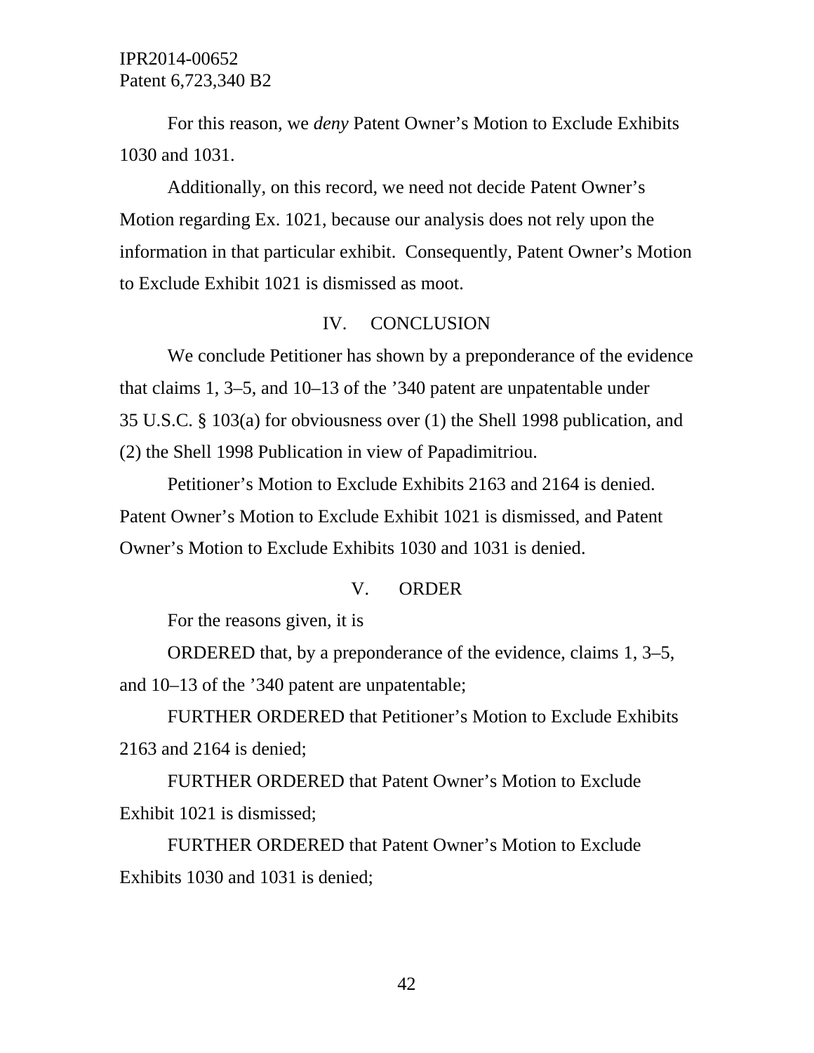For this reason, we *deny* Patent Owner's Motion to Exclude Exhibits 1030 and 1031.

Additionally, on this record, we need not decide Patent Owner's Motion regarding Ex. 1021, because our analysis does not rely upon the information in that particular exhibit. Consequently, Patent Owner's Motion to Exclude Exhibit 1021 is dismissed as moot.

## IV. CONCLUSION

We conclude Petitioner has shown by a preponderance of the evidence that claims 1, 3–5, and 10–13 of the '340 patent are unpatentable under 35 U.S.C. § 103(a) for obviousness over (1) the Shell 1998 publication, and (2) the Shell 1998 Publication in view of Papadimitriou.

Petitioner's Motion to Exclude Exhibits 2163 and 2164 is denied. Patent Owner's Motion to Exclude Exhibit 1021 is dismissed, and Patent Owner's Motion to Exclude Exhibits 1030 and 1031 is denied.

## V. ORDER

For the reasons given, it is

ORDERED that, by a preponderance of the evidence, claims 1, 3–5, and 10–13 of the '340 patent are unpatentable;

FURTHER ORDERED that Petitioner's Motion to Exclude Exhibits 2163 and 2164 is denied;

FURTHER ORDERED that Patent Owner's Motion to Exclude Exhibit 1021 is dismissed;

FURTHER ORDERED that Patent Owner's Motion to Exclude Exhibits 1030 and 1031 is denied;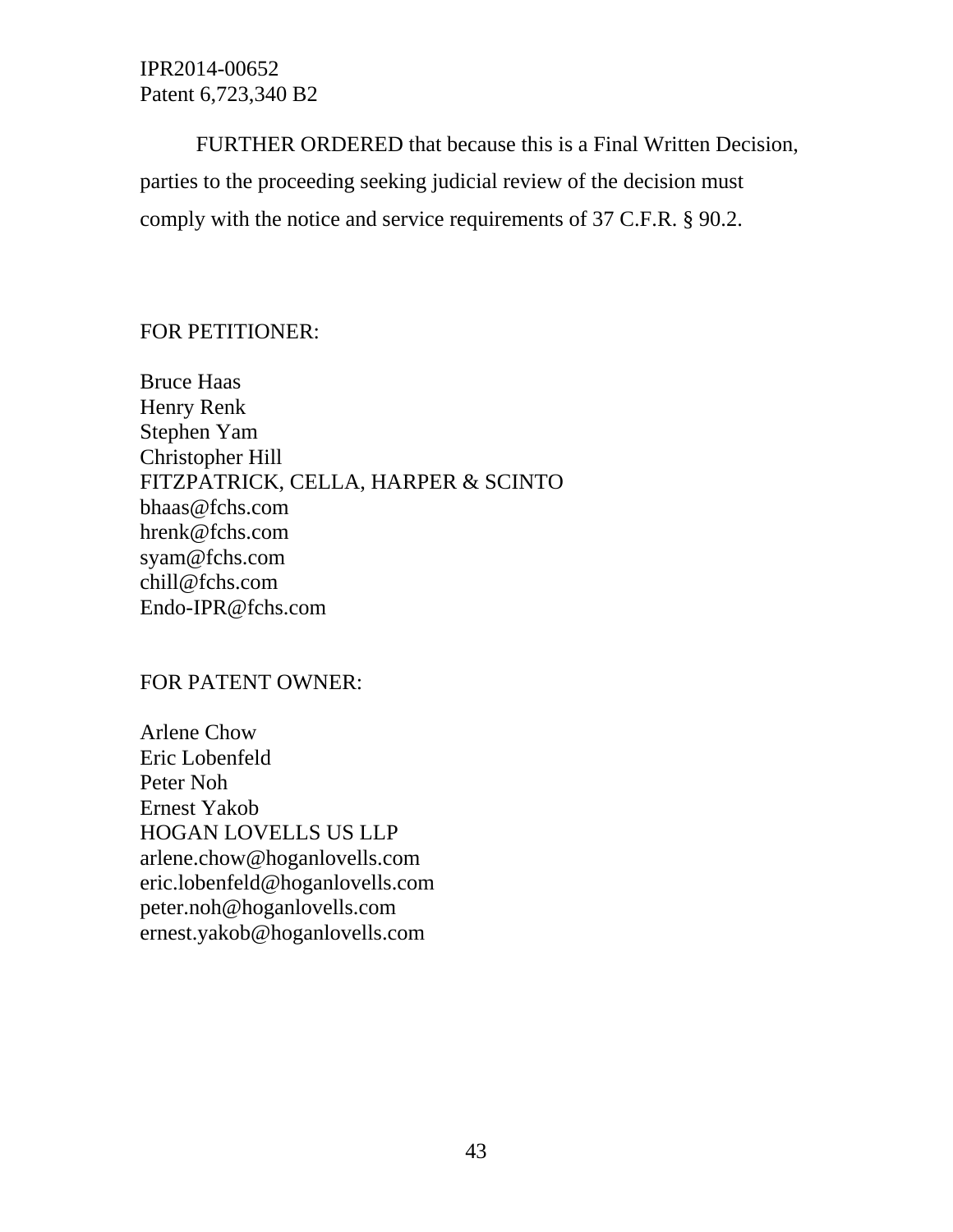FURTHER ORDERED that because this is a Final Written Decision, parties to the proceeding seeking judicial review of the decision must comply with the notice and service requirements of 37 C.F.R. § 90.2.

FOR PETITIONER:

Bruce Haas
Henry Renk
Stephen Yam
Christopher Hill
FITZPATRICK, CELLA, HARPER & SCINTO
bhaas@fchs.com
hrenk@fchs.com
syam@fchs.com
chill@fchs.com
Endo-IPR@fchs.com

FOR PATENT OWNER:

Arlene Chow
Eric Lobenfeld
Peter Noh
Ernest Yakob
HOGAN LOVELLS US LLP
arlene.chow@hoganlovells.com
eric.lobenfeld@hoganlovells.com
peter.noh@hoganlovells.com
ernest.yakob@hoganlovells.com